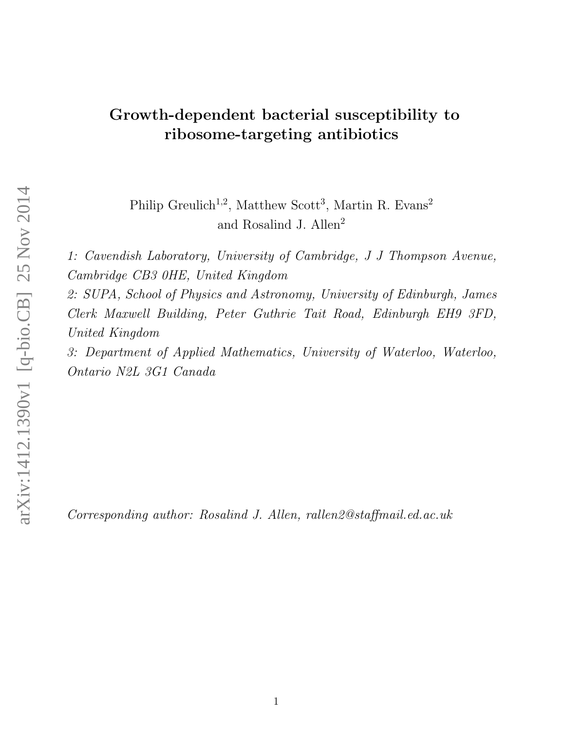# Growth-dependent bacterial susceptibility to ribosome-targeting antibiotics

Philip Greulich[1,2], Matthew Scott[3], Martin R. Evans[2] and Rosalind J. Allen[2]

*1: Cavendish Laboratory, University of Cambridge, J J Thompson Avenue, Cambridge CB3 0HE, United Kingdom*

*2: SUPA, School of Physics and Astronomy, University of Edinburgh, James Clerk Maxwell Building, Peter Guthrie Tait Road, Edinburgh EH9 3FD, United Kingdom*

*3: Department of Applied Mathematics, University of Waterloo, Waterloo, Ontario N2L 3G1 Canada*

*Corresponding author: Rosalind J. Allen, rallen2@staffmail.ed.ac.uk*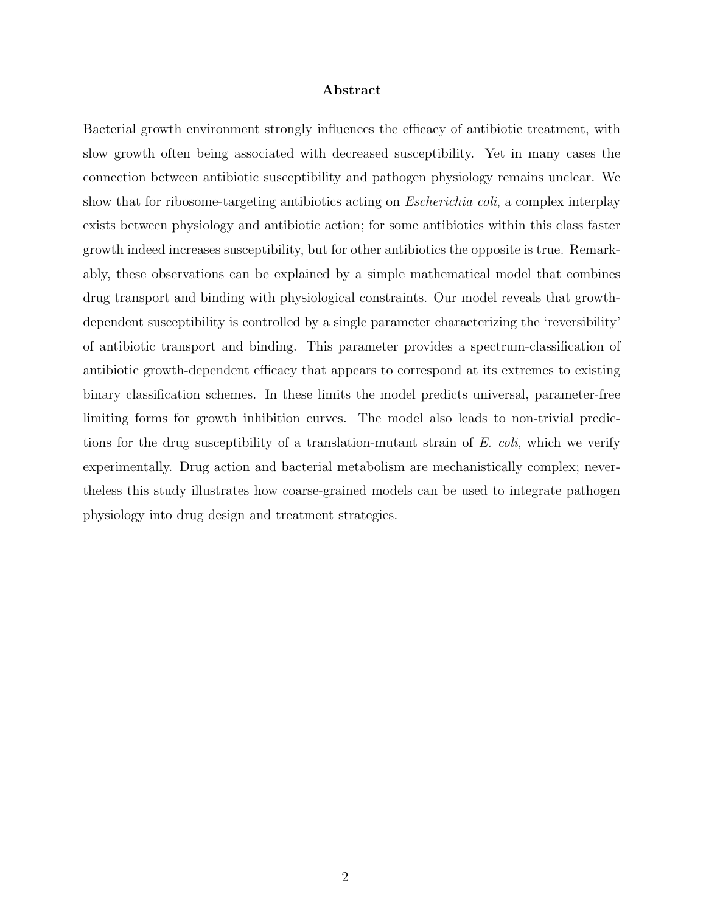## Abstract

Bacterial growth environment strongly influences the efficacy of antibiotic treatment, with slow growth often being associated with decreased susceptibility. Yet in many cases the connection between antibiotic susceptibility and pathogen physiology remains unclear. We show that for ribosome-targeting antibiotics acting on *Escherichia coli*, a complex interplay exists between physiology and antibiotic action; for some antibiotics within this class faster growth indeed increases susceptibility, but for other antibiotics the opposite is true. Remarkably, these observations can be explained by a simple mathematical model that combines drug transport and binding with physiological constraints. Our model reveals that growth-dependent susceptibility is controlled by a single parameter characterizing the 'reversibility' of antibiotic transport and binding. This parameter provides a spectrum-classification of antibiotic growth-dependent efficacy that appears to correspond at its extremes to existing binary classification schemes. In these limits the model predicts universal, parameter-free limiting forms for growth inhibition curves. The model also leads to non-trivial predictions for the drug susceptibility of a translation-mutant strain of *E. coli*, which we verify experimentally. Drug action and bacterial metabolism are mechanistically complex; nevertheless this study illustrates how coarse-grained models can be used to integrate pathogen physiology into drug design and treatment strategies.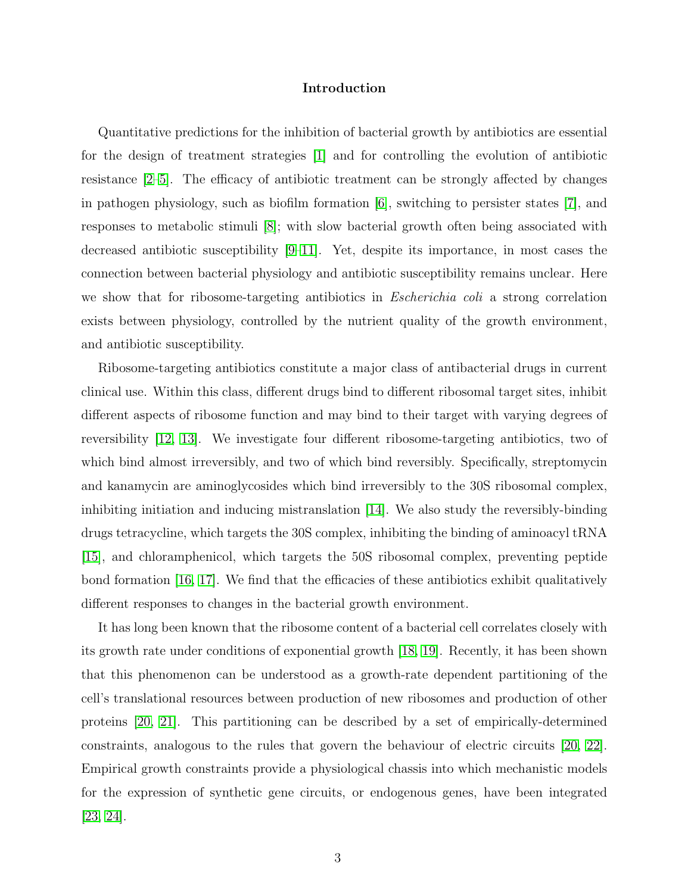## Introduction

Quantitative predictions for the inhibition of bacterial growth by antibiotics are essential for the design of treatment strategies [1] and for controlling the evolution of antibiotic resistance [2–5]. The efficacy of antibiotic treatment can be strongly affected by changes in pathogen physiology, such as biofilm formation [6], switching to persister states [7], and responses to metabolic stimuli [8]; with slow bacterial growth often being associated with decreased antibiotic susceptibility [9–11]. Yet, despite its importance, in most cases the connection between bacterial physiology and antibiotic susceptibility remains unclear. Here we show that for ribosome-targeting antibiotics in *Escherichia coli* a strong correlation exists between physiology, controlled by the nutrient quality of the growth environment, and antibiotic susceptibility.

Ribosome-targeting antibiotics constitute a major class of antibacterial drugs in current clinical use. Within this class, different drugs bind to different ribosomal target sites, inhibit different aspects of ribosome function and may bind to their target with varying degrees of reversibility [12, 13]. We investigate four different ribosome-targeting antibiotics, two of which bind almost irreversibly, and two of which bind reversibly. Specifically, streptomycin and kanamycin are aminoglycosides which bind irreversibly to the 30S ribosomal complex, inhibiting initiation and inducing mistranslation [14]. We also study the reversibly-binding drugs tetracycline, which targets the 30S complex, inhibiting the binding of aminoacyl tRNA [15], and chloramphenicol, which targets the 50S ribosomal complex, preventing peptide bond formation [16, 17]. We find that the efficacies of these antibiotics exhibit qualitatively different responses to changes in the bacterial growth environment.

It has long been known that the ribosome content of a bacterial cell correlates closely with its growth rate under conditions of exponential growth [18, 19]. Recently, it has been shown that this phenomenon can be understood as a growth-rate dependent partitioning of the cell's translational resources between production of new ribosomes and production of other proteins [20, 21]. This partitioning can be described by a set of empirically-determined constraints, analogous to the rules that govern the behaviour of electric circuits [20, 22]. Empirical growth constraints provide a physiological chassis into which mechanistic models for the expression of synthetic gene circuits, or endogenous genes, have been integrated [23, 24].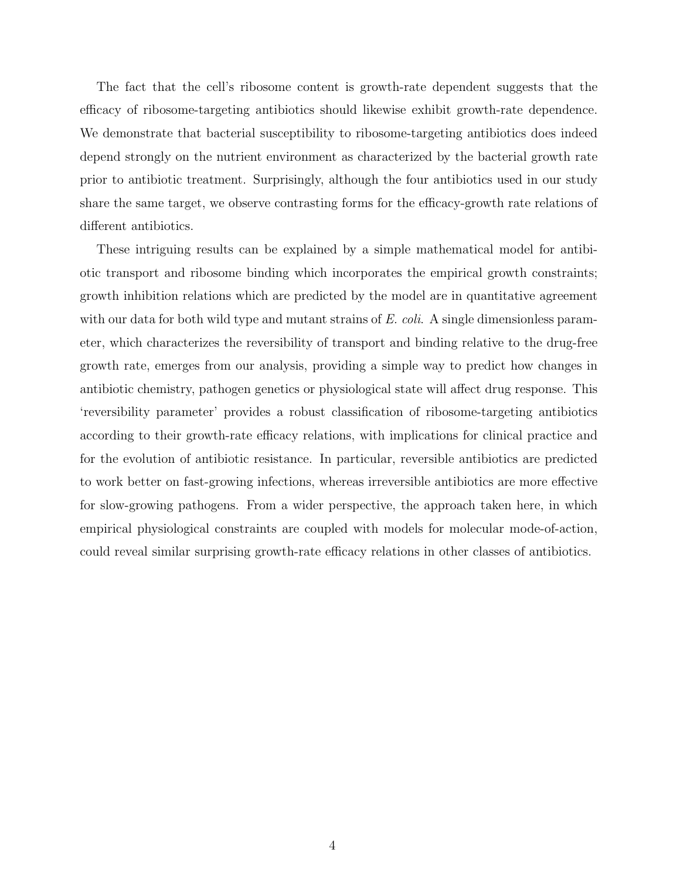The fact that the cell's ribosome content is growth-rate dependent suggests that the efficacy of ribosome-targeting antibiotics should likewise exhibit growth-rate dependence. We demonstrate that bacterial susceptibility to ribosome-targeting antibiotics does indeed depend strongly on the nutrient environment as characterized by the bacterial growth rate prior to antibiotic treatment. Surprisingly, although the four antibiotics used in our study share the same target, we observe contrasting forms for the efficacy-growth rate relations of different antibiotics.

These intriguing results can be explained by a simple mathematical model for antibiotic transport and ribosome binding which incorporates the empirical growth constraints; growth inhibition relations which are predicted by the model are in quantitative agreement with our data for both wild type and mutant strains of *E. coli*. A single dimensionless parameter, which characterizes the reversibility of transport and binding relative to the drug-free growth rate, emerges from our analysis, providing a simple way to predict how changes in antibiotic chemistry, pathogen genetics or physiological state will affect drug response. This 'reversibility parameter' provides a robust classification of ribosome-targeting antibiotics according to their growth-rate efficacy relations, with implications for clinical practice and for the evolution of antibiotic resistance. In particular, reversible antibiotics are predicted to work better on fast-growing infections, whereas irreversible antibiotics are more effective for slow-growing pathogens. From a wider perspective, the approach taken here, in which empirical physiological constraints are coupled with models for molecular mode-of-action, could reveal similar surprising growth-rate efficacy relations in other classes of antibiotics.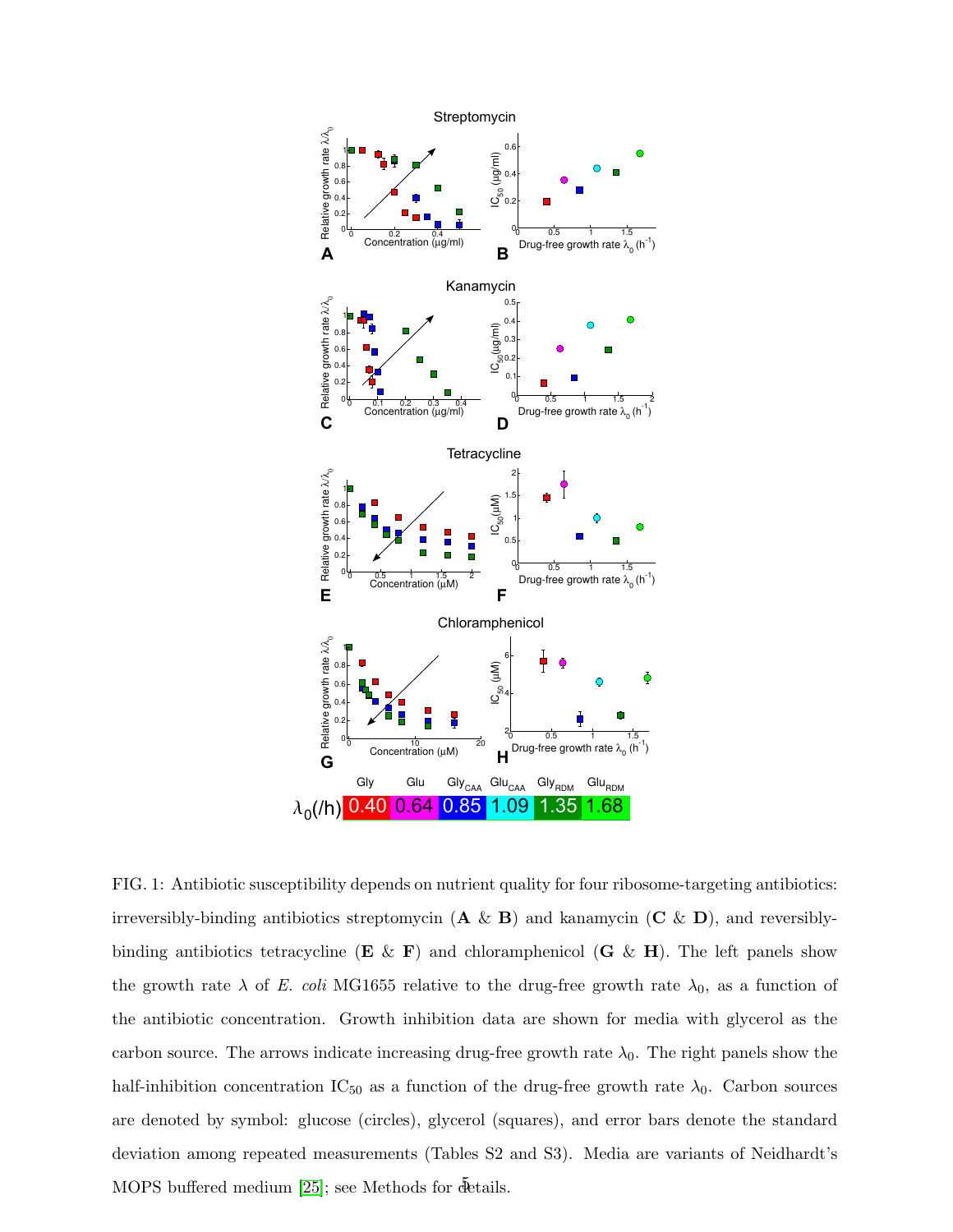FIG. 1: Antibiotic susceptibility depends on nutrient quality for four ribosome-targeting antibiotics: irreversibly-binding antibiotics streptomycin (**A** & **B**) and kanamycin (**C** & **D**), and reversibly-binding antibiotics tetracycline (**E** & **F**) and chloramphenicol (**G** & **H**). The left panels show the growth rate $\lambda$ of *E. coli* MG1655 relative to the drug-free growth rate $\lambda_0$, as a function of the antibiotic concentration. Growth inhibition data are shown for media with glycerol as the carbon source. The arrows indicate increasing drug-free growth rate $\lambda_0$. The right panels show the half-inhibition concentration $IC_{50}$ as a function of the drug-free growth rate $\lambda_0$. Carbon sources are denoted by symbol: glucose (circles), glycerol (squares), and error bars denote the standard deviation among repeated measurements (Tables S2 and S3). Media are variants of Neidhardt's MOPS buffered medium [25]; see Methods for details.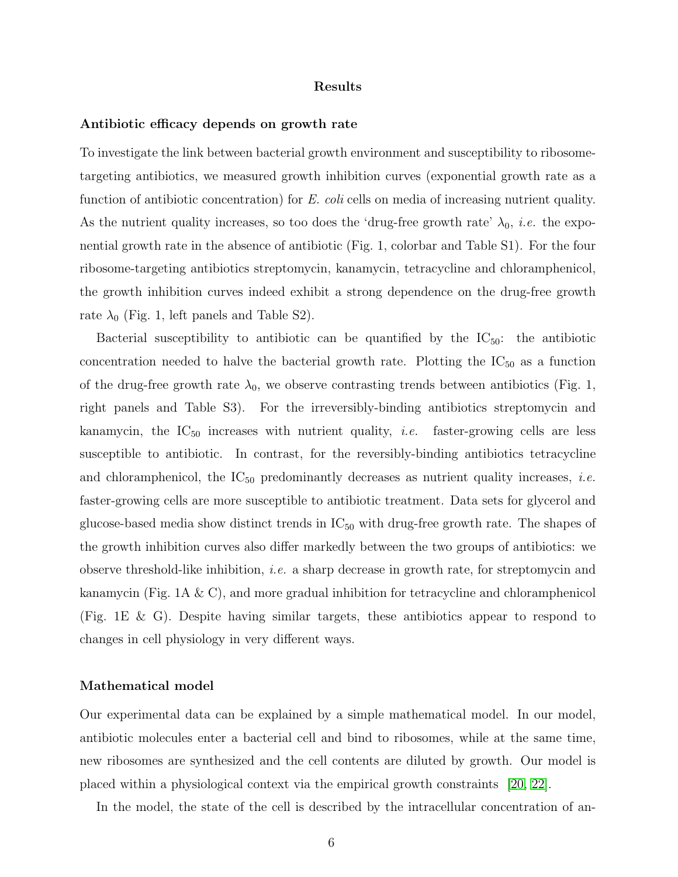## Results

### Antibiotic efficacy depends on growth rate

To investigate the link between bacterial growth environment and susceptibility to ribosome-targeting antibiotics, we measured growth inhibition curves (exponential growth rate as a function of antibiotic concentration) for *E. coli* cells on media of increasing nutrient quality. As the nutrient quality increases, so too does the 'drug-free growth rate' $\lambda_0$, *i.e.* the exponential growth rate in the absence of antibiotic (Fig. 1, colorbar and Table S1). For the four ribosome-targeting antibiotics streptomycin, kanamycin, tetracycline and chloramphenicol, the growth inhibition curves indeed exhibit a strong dependence on the drug-free growth rate $\lambda_0$ (Fig. 1, left panels and Table S2).

Bacterial susceptibility to antibiotic can be quantified by the $\mathrm{IC}_{50}$: the antibiotic concentration needed to halve the bacterial growth rate. Plotting the $\mathrm{IC}_{50}$ as a function of the drug-free growth rate $\lambda_0$, we observe contrasting trends between antibiotics (Fig. 1, right panels and Table S3). For the irreversibly-binding antibiotics streptomycin and kanamycin, the $\mathrm{IC}_{50}$ increases with nutrient quality, *i.e.* faster-growing cells are less susceptible to antibiotic. In contrast, for the reversibly-binding antibiotics tetracycline and chloramphenicol, the $\mathrm{IC}_{50}$ predominantly decreases as nutrient quality increases, *i.e.* faster-growing cells are more susceptible to antibiotic treatment. Data sets for glycerol and glucose-based media show distinct trends in $\mathrm{IC}_{50}$ with drug-free growth rate. The shapes of the growth inhibition curves also differ markedly between the two groups of antibiotics: we observe threshold-like inhibition, *i.e.* a sharp decrease in growth rate, for streptomycin and kanamycin (Fig. 1A & C), and more gradual inhibition for tetracycline and chloramphenicol (Fig. 1E & G). Despite having similar targets, these antibiotics appear to respond to changes in cell physiology in very different ways.

### Mathematical model

Our experimental data can be explained by a simple mathematical model. In our model, antibiotic molecules enter a bacterial cell and bind to ribosomes, while at the same time, new ribosomes are synthesized and the cell contents are diluted by growth. Our model is placed within a physiological context via the empirical growth constraints [20, 22].

In the model, the state of the cell is described by the intracellular concentration of an-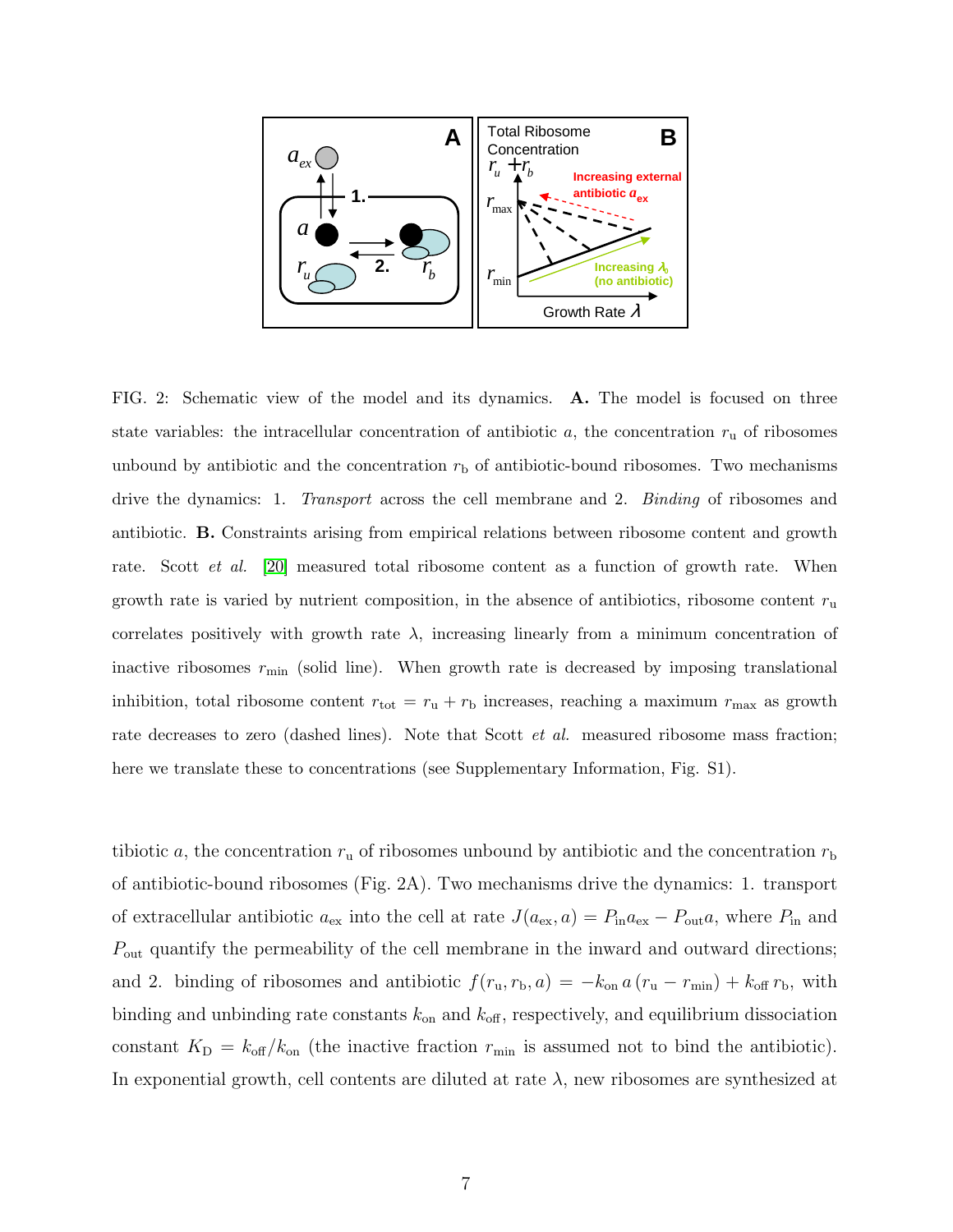FIG. 2: Schematic view of the model and its dynamics. **A.** The model is focused on three state variables: the intracellular concentration of antibiotic $a$, the concentration $r_\mathrm{u}$ of ribosomes unbound by antibiotic and the concentration $r_\mathrm{b}$ of antibiotic-bound ribosomes. Two mechanisms drive the dynamics: 1. *Transport* across the cell membrane and 2. *Binding* of ribosomes and antibiotic. **B.** Constraints arising from empirical relations between ribosome content and growth rate. Scott *et al.* [20] measured total ribosome content as a function of growth rate. When growth rate is varied by nutrient composition, in the absence of antibiotics, ribosome content $r_\mathrm{u}$ correlates positively with growth rate $\lambda$, increasing linearly from a minimum concentration of inactive ribosomes $r_\mathrm{min}$ (solid line). When growth rate is decreased by imposing translational inhibition, total ribosome content $r_\mathrm{tot} = r_\mathrm{u} + r_\mathrm{b}$ increases, reaching a maximum $r_\mathrm{max}$ as growth rate decreases to zero (dashed lines). Note that Scott *et al.* measured ribosome mass fraction; here we translate these to concentrations (see Supplementary Information, Fig. S1).

tibiotic $a$, the concentration $r_\mathrm{u}$ of ribosomes unbound by antibiotic and the concentration $r_\mathrm{b}$ of antibiotic-bound ribosomes (Fig. 2A). Two mechanisms drive the dynamics: 1. transport of extracellular antibiotic $a_\mathrm{ex}$ into the cell at rate $J(a_\mathrm{ex}, a) = P_\mathrm{in} a_\mathrm{ex} - P_\mathrm{out} a$, where $P_\mathrm{in}$ and $P_\mathrm{out}$ quantify the permeability of the cell membrane in the inward and outward directions; and 2. binding of ribosomes and antibiotic $f(r_\mathrm{u}, r_\mathrm{b}, a) = -k_\mathrm{on}\, a\,(r_\mathrm{u} - r_\mathrm{min}) + k_\mathrm{off}\, r_\mathrm{b}$, with binding and unbinding rate constants $k_\mathrm{on}$ and $k_\mathrm{off}$, respectively, and equilibrium dissociation constant $K_\mathrm{D} = k_\mathrm{off}/k_\mathrm{on}$ (the inactive fraction $r_\mathrm{min}$ is assumed not to bind the antibiotic). In exponential growth, cell contents are diluted at rate $\lambda$, new ribosomes are synthesized at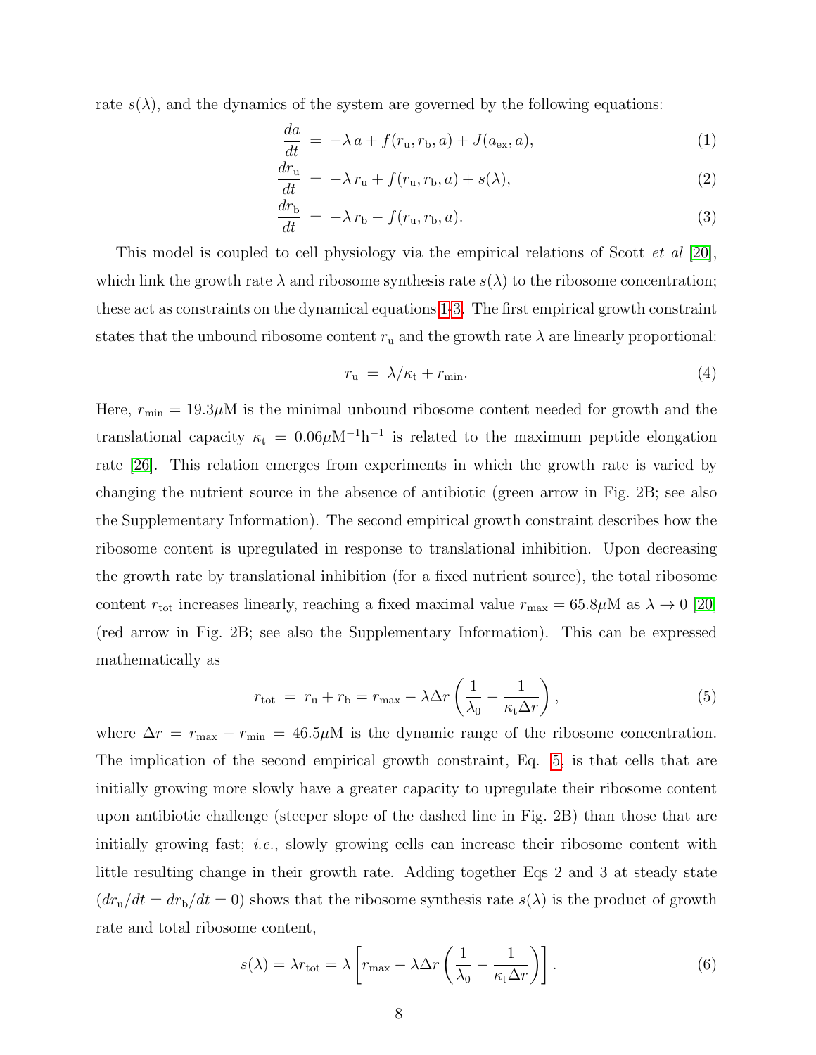rate $s(\lambda)$, and the dynamics of the system are governed by the following equations:

$$\frac{da}{dt} = -\lambda\, a + f(r_\mathrm{u}, r_\mathrm{b}, a) + J(a_\mathrm{ex}, a), \tag{1}$$

$$\frac{dr_\mathrm{u}}{dt} = -\lambda\, r_\mathrm{u} + f(r_\mathrm{u}, r_\mathrm{b}, a) + s(\lambda), \tag{2}$$

$$\frac{dr_\mathrm{b}}{dt} = -\lambda\, r_\mathrm{b} - f(r_\mathrm{u}, r_\mathrm{b}, a). \tag{3}$$

This model is coupled to cell physiology via the empirical relations of Scott *et al* [20], which link the growth rate $\lambda$ and ribosome synthesis rate $s(\lambda)$ to the ribosome concentration; these act as constraints on the dynamical equations 1-3. The first empirical growth constraint states that the unbound ribosome content $r_\mathrm{u}$ and the growth rate $\lambda$ are linearly proportional:

$$r_\mathrm{u} = \lambda/\kappa_\mathrm{t} + r_\mathrm{min}. \tag{4}$$

Here, $r_\mathrm{min} = 19.3\mu\mathrm{M}$ is the minimal unbound ribosome content needed for growth and the translational capacity $\kappa_\mathrm{t} = 0.06\mu\mathrm{M}^{-1}\mathrm{h}^{-1}$ is related to the maximum peptide elongation rate [26]. This relation emerges from experiments in which the growth rate is varied by changing the nutrient source in the absence of antibiotic (green arrow in Fig. 2B; see also the Supplementary Information). The second empirical growth constraint describes how the ribosome content is upregulated in response to translational inhibition. Upon decreasing the growth rate by translational inhibition (for a fixed nutrient source), the total ribosome content $r_\mathrm{tot}$ increases linearly, reaching a fixed maximal value $r_\mathrm{max} = 65.8\mu\mathrm{M}$ as $\lambda \to 0$ [20] (red arrow in Fig. 2B; see also the Supplementary Information). This can be expressed mathematically as

$$r_\mathrm{tot} = r_\mathrm{u} + r_\mathrm{b} = r_\mathrm{max} - \lambda \Delta r \left( \frac{1}{\lambda_0} - \frac{1}{\kappa_\mathrm{t} \Delta r} \right), \tag{5}$$

where $\Delta r = r_\mathrm{max} - r_\mathrm{min} = 46.5\mu\mathrm{M}$ is the dynamic range of the ribosome concentration. The implication of the second empirical growth constraint, Eq. 5, is that cells that are initially growing more slowly have a greater capacity to upregulate their ribosome content upon antibiotic challenge (steeper slope of the dashed line in Fig. 2B) than those that are initially growing fast; *i.e.*, slowly growing cells can increase their ribosome content with little resulting change in their growth rate. Adding together Eqs 2 and 3 at steady state ($dr_\mathrm{u}/dt = dr_\mathrm{b}/dt = 0$) shows that the ribosome synthesis rate $s(\lambda)$ is the product of growth rate and total ribosome content,

$$s(\lambda) = \lambda r_\mathrm{tot} = \lambda \left[ r_\mathrm{max} - \lambda \Delta r \left( \frac{1}{\lambda_0} - \frac{1}{\kappa_\mathrm{t} \Delta r} \right) \right]. \tag{6}$$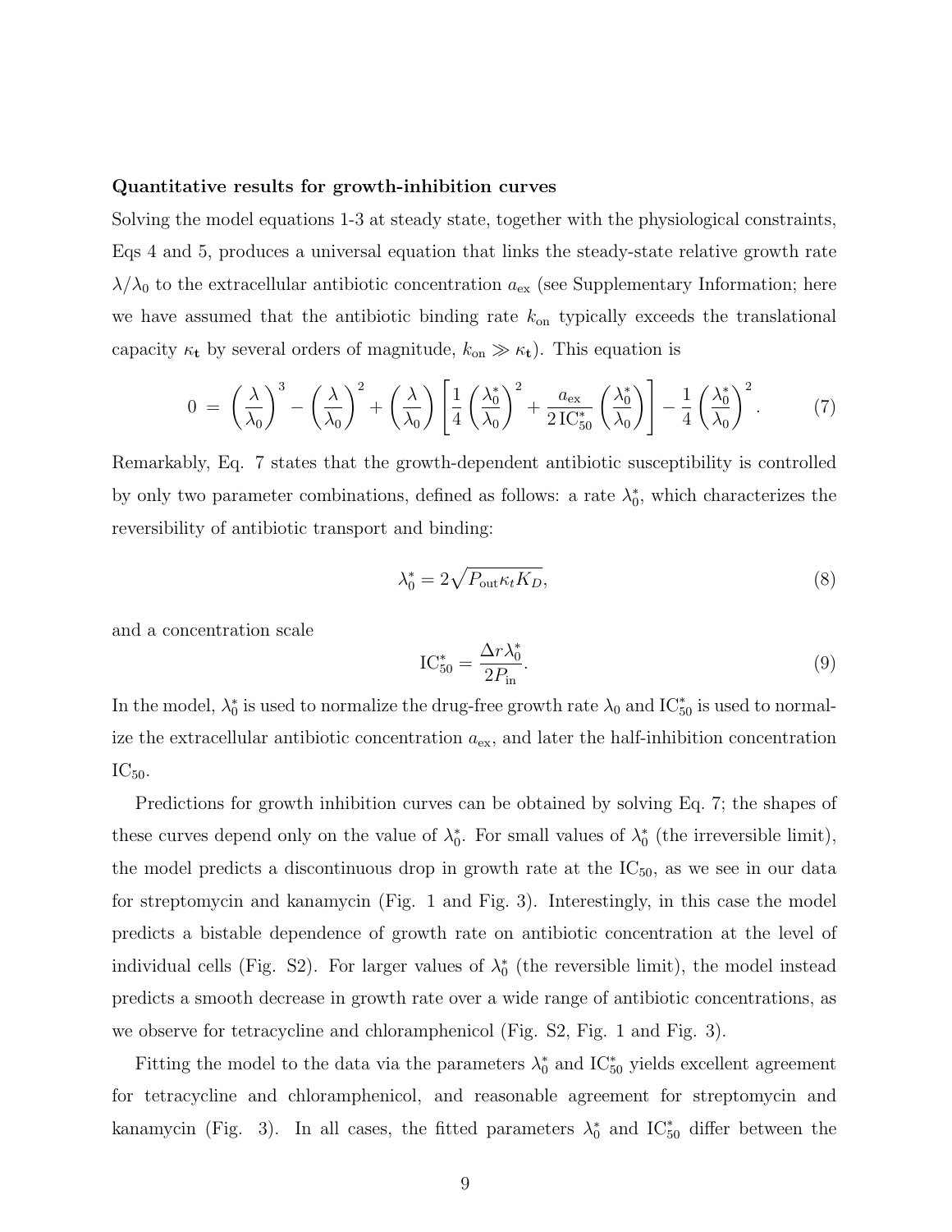**Quantitative results for growth-inhibition curves**

Solving the model equations 1-3 at steady state, together with the physiological constraints, Eqs 4 and 5, produces a universal equation that links the steady-state relative growth rate $\lambda/\lambda_0$ to the extracellular antibiotic concentration $a_{\mathrm{ex}}$ (see Supplementary Information; here we have assumed that the antibiotic binding rate $k_{\mathrm{on}}$ typically exceeds the translational capacity $\kappa_{\mathbf{t}}$ by several orders of magnitude, $k_{\mathrm{on}} \gg \kappa_{\mathbf{t}}$). This equation is

$$0 \;=\; \left(\frac{\lambda}{\lambda_0}\right)^3 - \left(\frac{\lambda}{\lambda_0}\right)^2 + \left(\frac{\lambda}{\lambda_0}\right)\left[\frac{1}{4}\left(\frac{\lambda_0^*}{\lambda_0}\right)^2 + \frac{a_{\mathrm{ex}}}{2\,\mathrm{IC}_{50}^*}\left(\frac{\lambda_0^*}{\lambda_0}\right)\right] - \frac{1}{4}\left(\frac{\lambda_0^*}{\lambda_0}\right)^2. \tag{7}$$

Remarkably, Eq. 7 states that the growth-dependent antibiotic susceptibility is controlled by only two parameter combinations, defined as follows: a rate $\lambda_0^*$, which characterizes the reversibility of antibiotic transport and binding:

$$\lambda_0^* = 2\sqrt{P_{\mathrm{out}}\kappa_t K_D}, \tag{8}$$

and a concentration scale

$$\mathrm{IC}_{50}^* = \frac{\Delta r \lambda_0^*}{2P_{\mathrm{in}}}. \tag{9}$$

In the model, $\lambda_0^*$ is used to normalize the drug-free growth rate $\lambda_0$ and $\mathrm{IC}_{50}^*$ is used to normalize the extracellular antibiotic concentration $a_{\mathrm{ex}}$, and later the half-inhibition concentration $\mathrm{IC}_{50}$.

Predictions for growth inhibition curves can be obtained by solving Eq. 7; the shapes of these curves depend only on the value of $\lambda_0^*$. For small values of $\lambda_0^*$ (the irreversible limit), the model predicts a discontinuous drop in growth rate at the $\mathrm{IC}_{50}$, as we see in our data for streptomycin and kanamycin (Fig. 1 and Fig. 3). Interestingly, in this case the model predicts a bistable dependence of growth rate on antibiotic concentration at the level of individual cells (Fig. S2). For larger values of $\lambda_0^*$ (the reversible limit), the model instead predicts a smooth decrease in growth rate over a wide range of antibiotic concentrations, as we observe for tetracycline and chloramphenicol (Fig. S2, Fig. 1 and Fig. 3).

Fitting the model to the data via the parameters $\lambda_0^*$ and $\mathrm{IC}_{50}^*$ yields excellent agreement for tetracycline and chloramphenicol, and reasonable agreement for streptomycin and kanamycin (Fig. 3). In all cases, the fitted parameters $\lambda_0^*$ and $\mathrm{IC}_{50}^*$ differ between the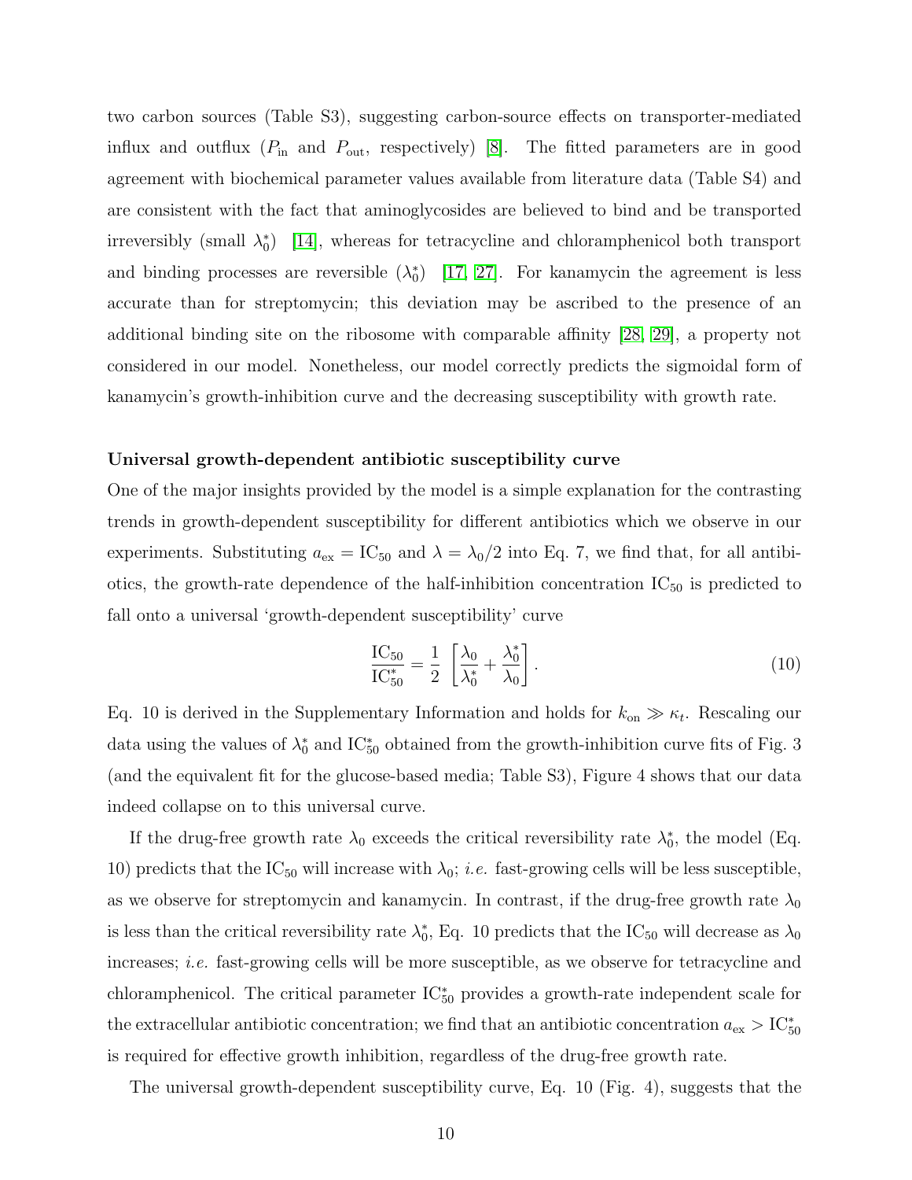two carbon sources (Table S3), suggesting carbon-source effects on transporter-mediated influx and outflux ($P_{\rm in}$ and $P_{\rm out}$, respectively) [8]. The fitted parameters are in good agreement with biochemical parameter values available from literature data (Table S4) and are consistent with the fact that aminoglycosides are believed to bind and be transported irreversibly (small $\lambda_0^*$) [14], whereas for tetracycline and chloramphenicol both transport and binding processes are reversible ($\lambda_0^*$) [17, 27]. For kanamycin the agreement is less accurate than for streptomycin; this deviation may be ascribed to the presence of an additional binding site on the ribosome with comparable affinity [28, 29], a property not considered in our model. Nonetheless, our model correctly predicts the sigmoidal form of kanamycin's growth-inhibition curve and the decreasing susceptibility with growth rate.

### Universal growth-dependent antibiotic susceptibility curve

One of the major insights provided by the model is a simple explanation for the contrasting trends in growth-dependent susceptibility for different antibiotics which we observe in our experiments. Substituting $a_{\rm ex} = {\rm IC}_{50}$ and $\lambda = \lambda_0/2$ into Eq. 7, we find that, for all antibiotics, the growth-rate dependence of the half-inhibition concentration ${\rm IC}_{50}$ is predicted to fall onto a universal 'growth-dependent susceptibility' curve

$$\frac{{\rm IC}_{50}}{{\rm IC}_{50}^*} = \frac{1}{2}\left[\frac{\lambda_0}{\lambda_0^*} + \frac{\lambda_0^*}{\lambda_0}\right]. \tag{10}$$

Eq. 10 is derived in the Supplementary Information and holds for $k_{\rm on} \gg \kappa_t$. Rescaling our data using the values of $\lambda_0^*$ and ${\rm IC}_{50}^*$ obtained from the growth-inhibition curve fits of Fig. 3 (and the equivalent fit for the glucose-based media; Table S3), Figure 4 shows that our data indeed collapse on to this universal curve.

If the drug-free growth rate $\lambda_0$ exceeds the critical reversibility rate $\lambda_0^*$, the model (Eq. 10) predicts that the ${\rm IC}_{50}$ will increase with $\lambda_0$; *i.e.* fast-growing cells will be less susceptible, as we observe for streptomycin and kanamycin. In contrast, if the drug-free growth rate $\lambda_0$ is less than the critical reversibility rate $\lambda_0^*$, Eq. 10 predicts that the ${\rm IC}_{50}$ will decrease as $\lambda_0$ increases; *i.e.* fast-growing cells will be more susceptible, as we observe for tetracycline and chloramphenicol. The critical parameter ${\rm IC}_{50}^*$ provides a growth-rate independent scale for the extracellular antibiotic concentration; we find that an antibiotic concentration $a_{\rm ex} > {\rm IC}_{50}^*$ is required for effective growth inhibition, regardless of the drug-free growth rate.

The universal growth-dependent susceptibility curve, Eq. 10 (Fig. 4), suggests that the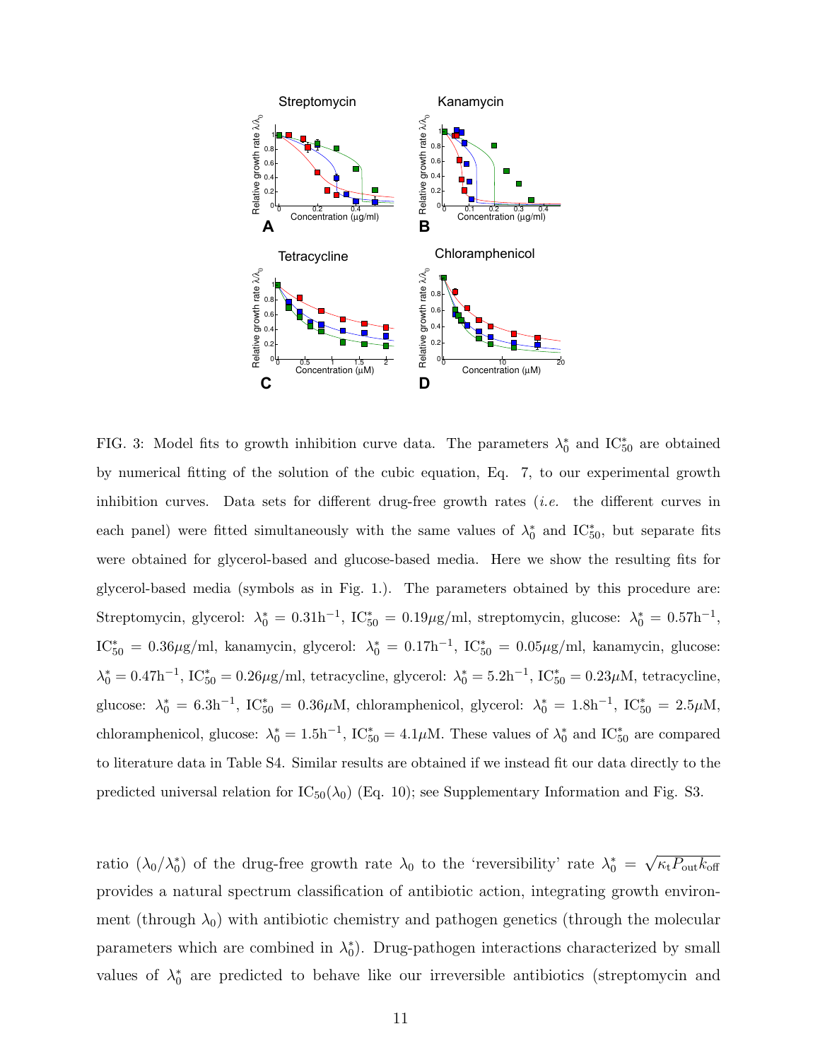FIG. 3: Model fits to growth inhibition curve data. The parameters $\lambda_0^*$ and $\mathrm{IC}_{50}^*$ are obtained by numerical fitting of the solution of the cubic equation, Eq. 7, to our experimental growth inhibition curves. Data sets for different drug-free growth rates (*i.e.* the different curves in each panel) were fitted simultaneously with the same values of $\lambda_0^*$ and $\mathrm{IC}_{50}^*$, but separate fits were obtained for glycerol-based and glucose-based media. Here we show the resulting fits for glycerol-based media (symbols as in Fig. 1.). The parameters obtained by this procedure are: Streptomycin, glycerol: $\lambda_0^* = 0.31\mathrm{h}^{-1}$, $\mathrm{IC}_{50}^* = 0.19\mu\mathrm{g/ml}$, streptomycin, glucose: $\lambda_0^* = 0.57\mathrm{h}^{-1}$, $\mathrm{IC}_{50}^* = 0.36\mu\mathrm{g/ml}$, kanamycin, glycerol: $\lambda_0^* = 0.17\mathrm{h}^{-1}$, $\mathrm{IC}_{50}^* = 0.05\mu\mathrm{g/ml}$, kanamycin, glucose: $\lambda_0^* = 0.47\mathrm{h}^{-1}$, $\mathrm{IC}_{50}^* = 0.26\mu\mathrm{g/ml}$, tetracycline, glycerol: $\lambda_0^* = 5.2\mathrm{h}^{-1}$, $\mathrm{IC}_{50}^* = 0.23\mu\mathrm{M}$, tetracycline, glucose: $\lambda_0^* = 6.3\mathrm{h}^{-1}$, $\mathrm{IC}_{50}^* = 0.36\mu\mathrm{M}$, chloramphenicol, glycerol: $\lambda_0^* = 1.8\mathrm{h}^{-1}$, $\mathrm{IC}_{50}^* = 2.5\mu\mathrm{M}$, chloramphenicol, glucose: $\lambda_0^* = 1.5\mathrm{h}^{-1}$, $\mathrm{IC}_{50}^* = 4.1\mu\mathrm{M}$. These values of $\lambda_0^*$ and $\mathrm{IC}_{50}^*$ are compared to literature data in Table S4. Similar results are obtained if we instead fit our data directly to the predicted universal relation for $\mathrm{IC}_{50}(\lambda_0)$ (Eq. 10); see Supplementary Information and Fig. S3.

ratio $(\lambda_0/\lambda_0^*)$ of the drug-free growth rate $\lambda_0$ to the 'reversibility' rate $\lambda_0^* = \sqrt{\kappa_{\mathrm{t}} P_{\mathrm{out}} k_{\mathrm{off}}}$ provides a natural spectrum classification of antibiotic action, integrating growth environment (through $\lambda_0$) with antibiotic chemistry and pathogen genetics (through the molecular parameters which are combined in $\lambda_0^*$). Drug-pathogen interactions characterized by small values of $\lambda_0^*$ are predicted to behave like our irreversible antibiotics (streptomycin and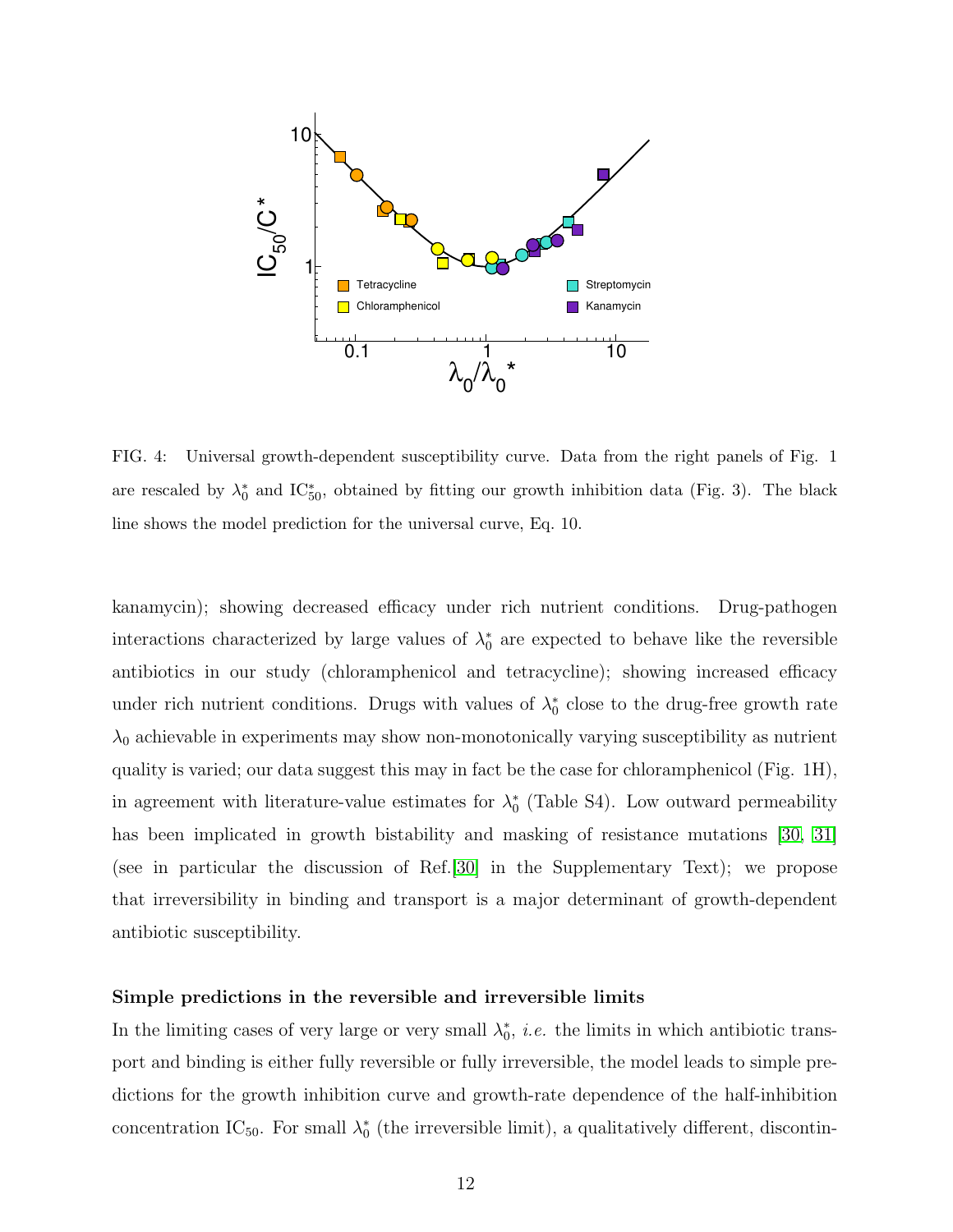FIG. 4: Universal growth-dependent susceptibility curve. Data from the right panels of Fig. 1 are rescaled by $\lambda_0^*$ and $\text{IC}_{50}^*$, obtained by fitting our growth inhibition data (Fig. 3). The black line shows the model prediction for the universal curve, Eq. 10.

kanamycin); showing decreased efficacy under rich nutrient conditions. Drug-pathogen interactions characterized by large values of $\lambda_0^*$ are expected to behave like the reversible antibiotics in our study (chloramphenicol and tetracycline); showing increased efficacy under rich nutrient conditions. Drugs with values of $\lambda_0^*$ close to the drug-free growth rate $\lambda_0$ achievable in experiments may show non-monotonically varying susceptibility as nutrient quality is varied; our data suggest this may in fact be the case for chloramphenicol (Fig. 1H), in agreement with literature-value estimates for $\lambda_0^*$ (Table S4). Low outward permeability has been implicated in growth bistability and masking of resistance mutations [30, 31] (see in particular the discussion of Ref.[30] in the Supplementary Text); we propose that irreversibility in binding and transport is a major determinant of growth-dependent antibiotic susceptibility.

### Simple predictions in the reversible and irreversible limits

In the limiting cases of very large or very small $\lambda_0^*$, *i.e.* the limits in which antibiotic transport and binding is either fully reversible or fully irreversible, the model leads to simple predictions for the growth inhibition curve and growth-rate dependence of the half-inhibition concentration $\text{IC}_{50}$. For small $\lambda_0^*$ (the irreversible limit), a qualitatively different, discontin-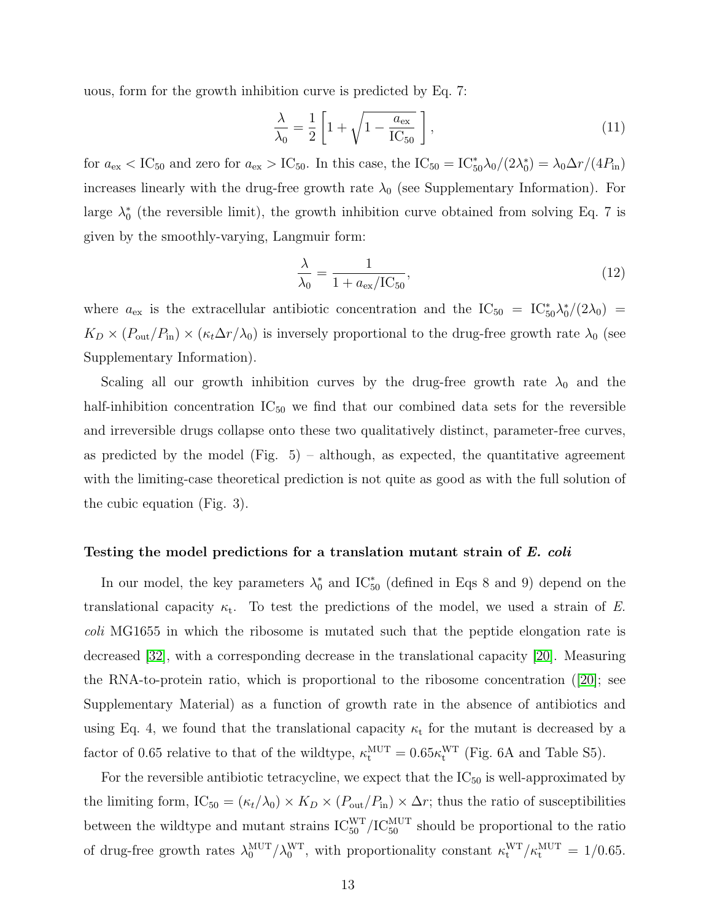uous, form for the growth inhibition curve is predicted by Eq. 7:

$$\frac{\lambda}{\lambda_0} = \frac{1}{2}\left[1 + \sqrt{1 - \frac{a_{\rm ex}}{\rm IC_{50}}}\,\right], \tag{11}$$

for $a_{\rm ex} < {\rm IC}_{50}$ and zero for $a_{\rm ex} > {\rm IC}_{50}$. In this case, the ${\rm IC}_{50} = {\rm IC}_{50}^{*}\lambda_0/(2\lambda_0^{*}) = \lambda_0 \Delta r/(4P_{\rm in})$ increases linearly with the drug-free growth rate $\lambda_0$ (see Supplementary Information). For large $\lambda_0^{*}$ (the reversible limit), the growth inhibition curve obtained from solving Eq. 7 is given by the smoothly-varying, Langmuir form:

$$\frac{\lambda}{\lambda_0} = \frac{1}{1 + a_{\rm ex}/{\rm IC}_{50}}, \tag{12}$$

where $a_{\rm ex}$ is the extracellular antibiotic concentration and the ${\rm IC}_{50} = {\rm IC}_{50}^{*}\lambda_0^{*}/(2\lambda_0) = K_D \times (P_{\rm out}/P_{\rm in}) \times (\kappa_t \Delta r/\lambda_0)$ is inversely proportional to the drug-free growth rate $\lambda_0$ (see Supplementary Information).

Scaling all our growth inhibition curves by the drug-free growth rate $\lambda_0$ and the half-inhibition concentration ${\rm IC}_{50}$ we find that our combined data sets for the reversible and irreversible drugs collapse onto these two qualitatively distinct, parameter-free curves, as predicted by the model (Fig. 5) – although, as expected, the quantitative agreement with the limiting-case theoretical prediction is not quite as good as with the full solution of the cubic equation (Fig. 3).

**Testing the model predictions for a translation mutant strain of *E. coli***

In our model, the key parameters $\lambda_0^{*}$ and ${\rm IC}_{50}^{*}$ (defined in Eqs 8 and 9) depend on the translational capacity $\kappa_{\rm t}$. To test the predictions of the model, we used a strain of *E. coli* MG1655 in which the ribosome is mutated such that the peptide elongation rate is decreased [32], with a corresponding decrease in the translational capacity [20]. Measuring the RNA-to-protein ratio, which is proportional to the ribosome concentration ([20]; see Supplementary Material) as a function of growth rate in the absence of antibiotics and using Eq. 4, we found that the translational capacity $\kappa_{\rm t}$ for the mutant is decreased by a factor of 0.65 relative to that of the wildtype, $\kappa_{\rm t}^{\rm MUT} = 0.65\kappa_{\rm t}^{\rm WT}$ (Fig. 6A and Table S5).

For the reversible antibiotic tetracycline, we expect that the ${\rm IC}_{50}$ is well-approximated by the limiting form, ${\rm IC}_{50} = (\kappa_t/\lambda_0) \times K_D \times (P_{\rm out}/P_{\rm in}) \times \Delta r$; thus the ratio of susceptibilities between the wildtype and mutant strains ${\rm IC}_{50}^{\rm WT}/{\rm IC}_{50}^{\rm MUT}$ should be proportional to the ratio of drug-free growth rates $\lambda_0^{\rm MUT}/\lambda_0^{\rm WT}$, with proportionality constant $\kappa_{\rm t}^{\rm WT}/\kappa_{\rm t}^{\rm MUT} = 1/0.65$.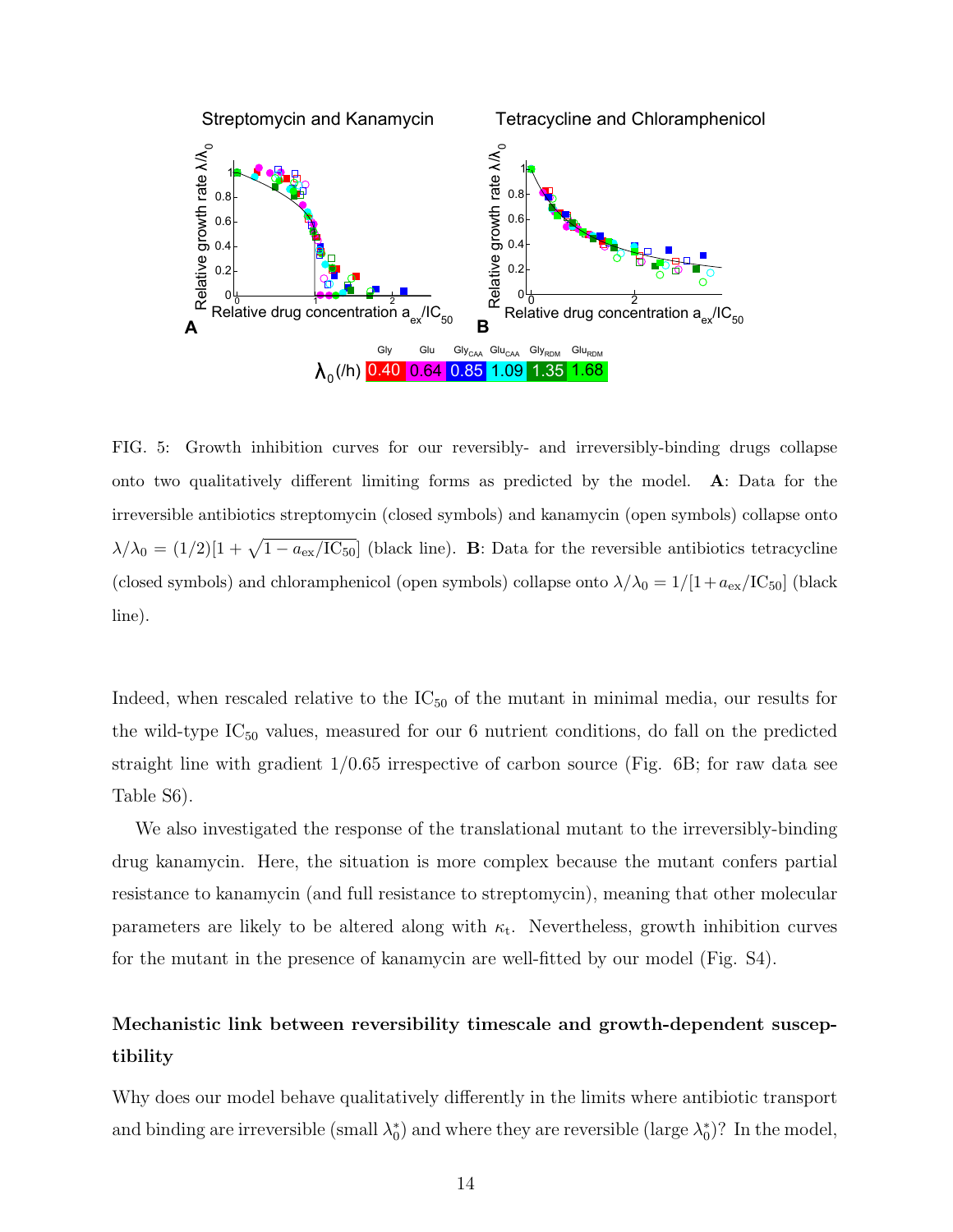FIG. 5: Growth inhibition curves for our reversibly- and irreversibly-binding drugs collapse onto two qualitatively different limiting forms as predicted by the model. **A**: Data for the irreversible antibiotics streptomycin (closed symbols) and kanamycin (open symbols) collapse onto $\lambda/\lambda_0 = (1/2)[1 + \sqrt{1 - a_{\rm ex}/\mathrm{IC}_{50}}]$ (black line). **B**: Data for the reversible antibiotics tetracycline (closed symbols) and chloramphenicol (open symbols) collapse onto $\lambda/\lambda_0 = 1/[1 + a_{\rm ex}/\mathrm{IC}_{50}]$ (black line).

Indeed, when rescaled relative to the $\mathrm{IC}_{50}$ of the mutant in minimal media, our results for the wild-type $\mathrm{IC}_{50}$ values, measured for our 6 nutrient conditions, do fall on the predicted straight line with gradient 1/0.65 irrespective of carbon source (Fig. 6B; for raw data see Table S6).

We also investigated the response of the translational mutant to the irreversibly-binding drug kanamycin. Here, the situation is more complex because the mutant confers partial resistance to kanamycin (and full resistance to streptomycin), meaning that other molecular parameters are likely to be altered along with $\kappa_{\rm t}$. Nevertheless, growth inhibition curves for the mutant in the presence of kanamycin are well-fitted by our model (Fig. S4).

## Mechanistic link between reversibility timescale and growth-dependent susceptibility

Why does our model behave qualitatively differently in the limits where antibiotic transport and binding are irreversible (small $\lambda_0^*$) and where they are reversible (large $\lambda_0^*$)? In the model,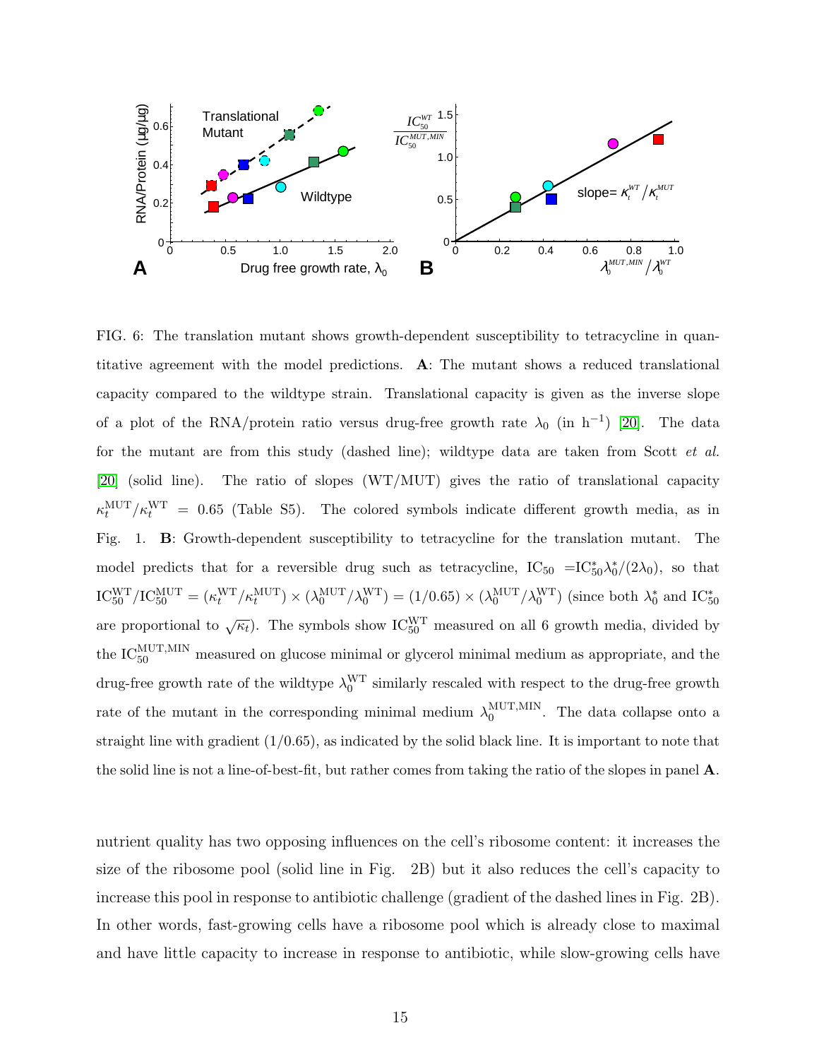FIG. 6: The translation mutant shows growth-dependent susceptibility to tetracycline in quantitative agreement with the model predictions. **A**: The mutant shows a reduced translational capacity compared to the wildtype strain. Translational capacity is given as the inverse slope of a plot of the RNA/protein ratio versus drug-free growth rate $\lambda_0$ (in $h^{-1}$) [20]. The data for the mutant are from this study (dashed line); wildtype data are taken from Scott *et al.* [20] (solid line). The ratio of slopes (WT/MUT) gives the ratio of translational capacity $\kappa_t^{\mathrm{MUT}}/\kappa_t^{\mathrm{WT}} = 0.65$ (Table S5). The colored symbols indicate different growth media, as in Fig. 1. **B**: Growth-dependent susceptibility to tetracycline for the translation mutant. The model predicts that for a reversible drug such as tetracycline, $\mathrm{IC}_{50} = \mathrm{IC}_{50}^{*}\lambda_0^{*}/(2\lambda_0)$, so that $\mathrm{IC}_{50}^{\mathrm{WT}}/\mathrm{IC}_{50}^{\mathrm{MUT}} = (\kappa_t^{\mathrm{WT}}/\kappa_t^{\mathrm{MUT}}) \times (\lambda_0^{\mathrm{MUT}}/\lambda_0^{\mathrm{WT}}) = (1/0.65) \times (\lambda_0^{\mathrm{MUT}}/\lambda_0^{\mathrm{WT}})$ (since both $\lambda_0^{*}$ and $\mathrm{IC}_{50}^{*}$ are proportional to $\sqrt{\kappa_t}$). The symbols show $\mathrm{IC}_{50}^{\mathrm{WT}}$ measured on all 6 growth media, divided by the $\mathrm{IC}_{50}^{\mathrm{MUT,MIN}}$ measured on glucose minimal or glycerol minimal medium as appropriate, and the drug-free growth rate of the wildtype $\lambda_0^{\mathrm{WT}}$ similarly rescaled with respect to the drug-free growth rate of the mutant in the corresponding minimal medium $\lambda_0^{\mathrm{MUT,MIN}}$. The data collapse onto a straight line with gradient (1/0.65), as indicated by the solid black line. It is important to note that the solid line is not a line-of-best-fit, but rather comes from taking the ratio of the slopes in panel **A**.

nutrient quality has two opposing influences on the cell's ribosome content: it increases the size of the ribosome pool (solid line in Fig. 2B) but it also reduces the cell's capacity to increase this pool in response to antibiotic challenge (gradient of the dashed lines in Fig. 2B). In other words, fast-growing cells have a ribosome pool which is already close to maximal and have little capacity to increase in response to antibiotic, while slow-growing cells have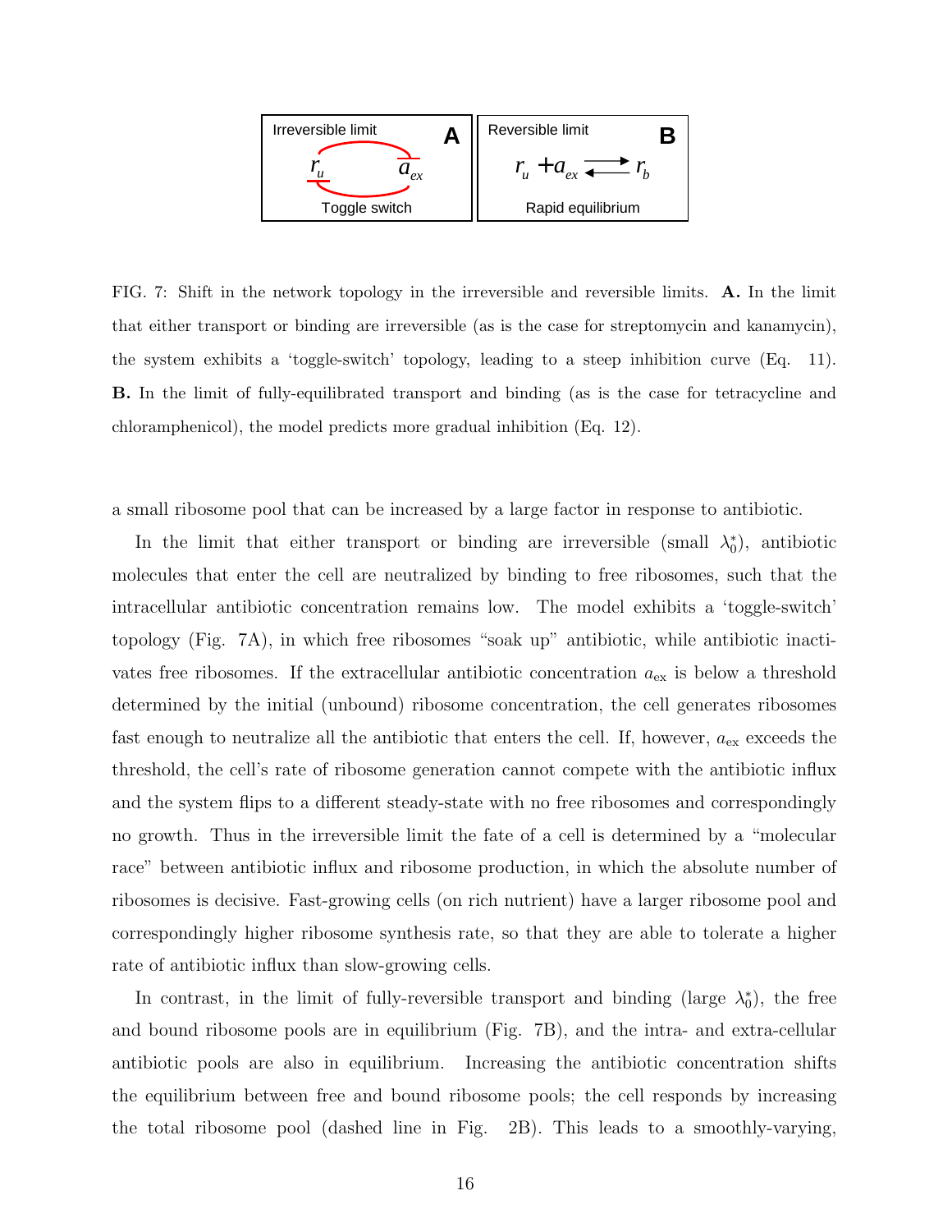FIG. 7: Shift in the network topology in the irreversible and reversible limits. **A.** In the limit that either transport or binding are irreversible (as is the case for streptomycin and kanamycin), the system exhibits a 'toggle-switch' topology, leading to a steep inhibition curve (Eq. 11). **B.** In the limit of fully-equilibrated transport and binding (as is the case for tetracycline and chloramphenicol), the model predicts more gradual inhibition (Eq. 12).

a small ribosome pool that can be increased by a large factor in response to antibiotic.

In the limit that either transport or binding are irreversible (small $\lambda_0^*$), antibiotic molecules that enter the cell are neutralized by binding to free ribosomes, such that the intracellular antibiotic concentration remains low. The model exhibits a 'toggle-switch' topology (Fig. 7A), in which free ribosomes "soak up" antibiotic, while antibiotic inactivates free ribosomes. If the extracellular antibiotic concentration $a_{\rm ex}$ is below a threshold determined by the initial (unbound) ribosome concentration, the cell generates ribosomes fast enough to neutralize all the antibiotic that enters the cell. If, however, $a_{\rm ex}$ exceeds the threshold, the cell's rate of ribosome generation cannot compete with the antibiotic influx and the system flips to a different steady-state with no free ribosomes and correspondingly no growth. Thus in the irreversible limit the fate of a cell is determined by a "molecular race" between antibiotic influx and ribosome production, in which the absolute number of ribosomes is decisive. Fast-growing cells (on rich nutrient) have a larger ribosome pool and correspondingly higher ribosome synthesis rate, so that they are able to tolerate a higher rate of antibiotic influx than slow-growing cells.

In contrast, in the limit of fully-reversible transport and binding (large $\lambda_0^*$), the free and bound ribosome pools are in equilibrium (Fig. 7B), and the intra- and extra-cellular antibiotic pools are also in equilibrium. Increasing the antibiotic concentration shifts the equilibrium between free and bound ribosome pools; the cell responds by increasing the total ribosome pool (dashed line in Fig. 2B). This leads to a smoothly-varying,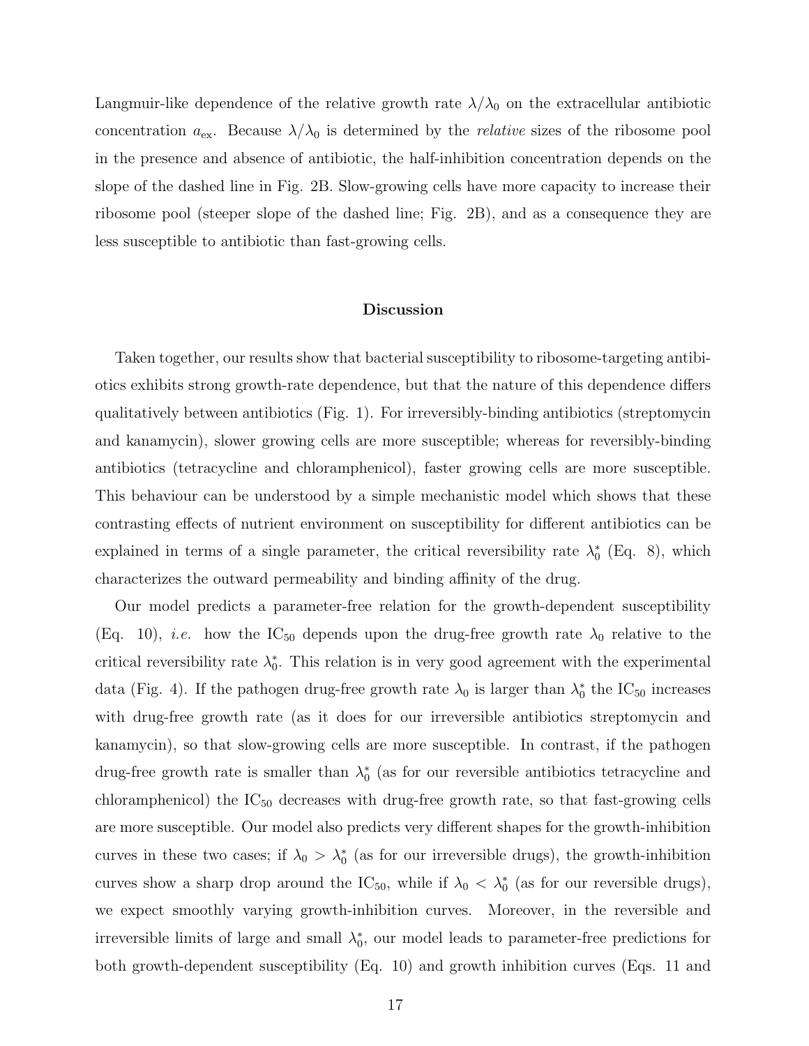Langmuir-like dependence of the relative growth rate $\lambda/\lambda_0$ on the extracellular antibiotic concentration $a_{\rm ex}$. Because $\lambda/\lambda_0$ is determined by the *relative* sizes of the ribosome pool in the presence and absence of antibiotic, the half-inhibition concentration depends on the slope of the dashed line in Fig. 2B. Slow-growing cells have more capacity to increase their ribosome pool (steeper slope of the dashed line; Fig. 2B), and as a consequence they are less susceptible to antibiotic than fast-growing cells.

## Discussion

Taken together, our results show that bacterial susceptibility to ribosome-targeting antibiotics exhibits strong growth-rate dependence, but that the nature of this dependence differs qualitatively between antibiotics (Fig. 1). For irreversibly-binding antibiotics (streptomycin and kanamycin), slower growing cells are more susceptible; whereas for reversibly-binding antibiotics (tetracycline and chloramphenicol), faster growing cells are more susceptible. This behaviour can be understood by a simple mechanistic model which shows that these contrasting effects of nutrient environment on susceptibility for different antibiotics can be explained in terms of a single parameter, the critical reversibility rate $\lambda_0^*$ (Eq. 8), which characterizes the outward permeability and binding affinity of the drug.

Our model predicts a parameter-free relation for the growth-dependent susceptibility (Eq. 10), *i.e.* how the $\mathrm{IC}_{50}$ depends upon the drug-free growth rate $\lambda_0$ relative to the critical reversibility rate $\lambda_0^*$. This relation is in very good agreement with the experimental data (Fig. 4). If the pathogen drug-free growth rate $\lambda_0$ is larger than $\lambda_0^*$ the $\mathrm{IC}_{50}$ increases with drug-free growth rate (as it does for our irreversible antibiotics streptomycin and kanamycin), so that slow-growing cells are more susceptible. In contrast, if the pathogen drug-free growth rate is smaller than $\lambda_0^*$ (as for our reversible antibiotics tetracycline and chloramphenicol) the $\mathrm{IC}_{50}$ decreases with drug-free growth rate, so that fast-growing cells are more susceptible. Our model also predicts very different shapes for the growth-inhibition curves in these two cases; if $\lambda_0 > \lambda_0^*$ (as for our irreversible drugs), the growth-inhibition curves show a sharp drop around the $\mathrm{IC}_{50}$, while if $\lambda_0 < \lambda_0^*$ (as for our reversible drugs), we expect smoothly varying growth-inhibition curves. Moreover, in the reversible and irreversible limits of large and small $\lambda_0^*$, our model leads to parameter-free predictions for both growth-dependent susceptibility (Eq. 10) and growth inhibition curves (Eqs. 11 and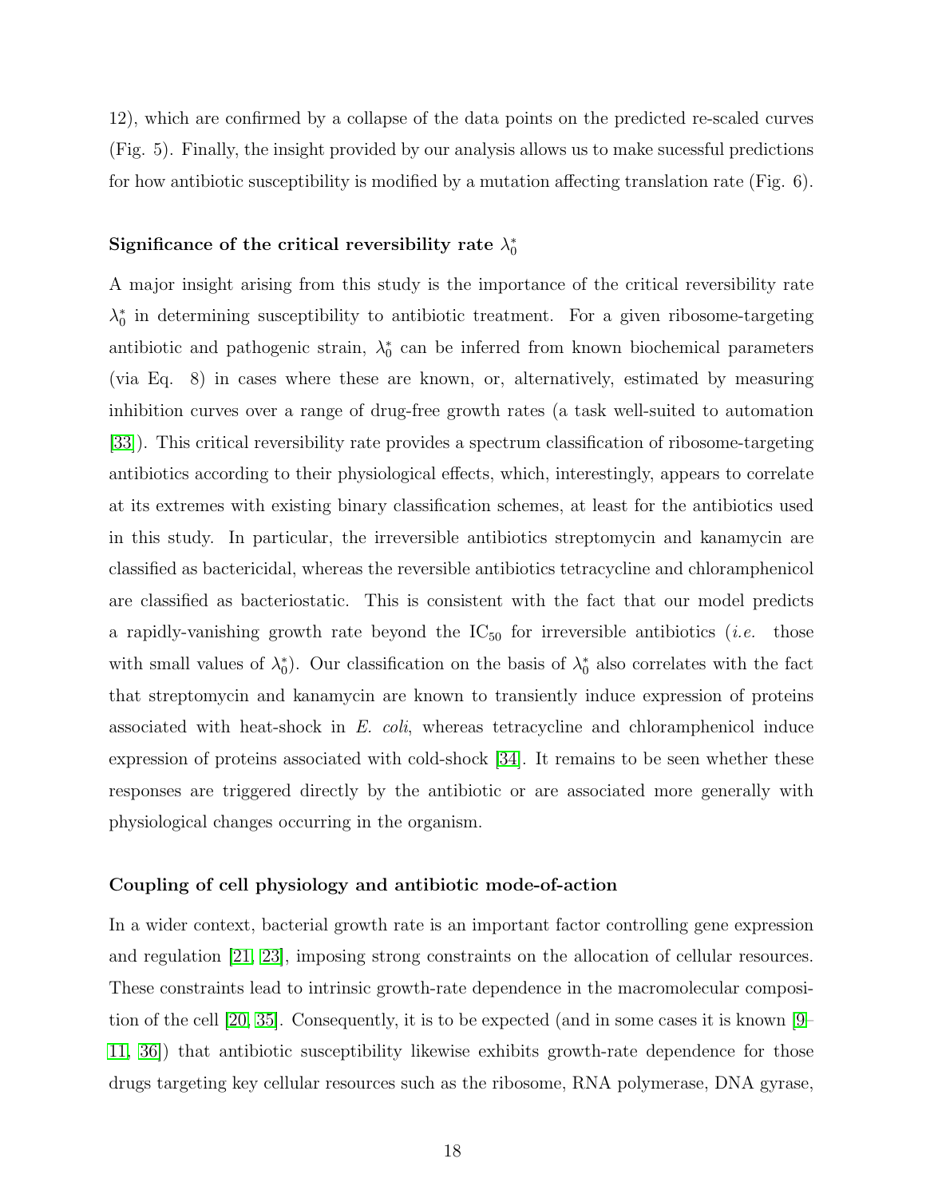12), which are confirmed by a collapse of the data points on the predicted re-scaled curves (Fig. 5). Finally, the insight provided by our analysis allows us to make sucessful predictions for how antibiotic susceptibility is modified by a mutation affecting translation rate (Fig. 6).

### Significance of the critical reversibility rate $\lambda_0^*$

A major insight arising from this study is the importance of the critical reversibility rate $\lambda_0^*$ in determining susceptibility to antibiotic treatment. For a given ribosome-targeting antibiotic and pathogenic strain, $\lambda_0^*$ can be inferred from known biochemical parameters (via Eq. 8) in cases where these are known, or, alternatively, estimated by measuring inhibition curves over a range of drug-free growth rates (a task well-suited to automation [33]). This critical reversibility rate provides a spectrum classification of ribosome-targeting antibiotics according to their physiological effects, which, interestingly, appears to correlate at its extremes with existing binary classification schemes, at least for the antibiotics used in this study. In particular, the irreversible antibiotics streptomycin and kanamycin are classified as bactericidal, whereas the reversible antibiotics tetracycline and chloramphenicol are classified as bacteriostatic. This is consistent with the fact that our model predicts a rapidly-vanishing growth rate beyond the $IC_{50}$ for irreversible antibiotics (*i.e.* those with small values of $\lambda_0^*$). Our classification on the basis of $\lambda_0^*$ also correlates with the fact that streptomycin and kanamycin are known to transiently induce expression of proteins associated with heat-shock in *E. coli*, whereas tetracycline and chloramphenicol induce expression of proteins associated with cold-shock [34]. It remains to be seen whether these responses are triggered directly by the antibiotic or are associated more generally with physiological changes occurring in the organism.

### Coupling of cell physiology and antibiotic mode-of-action

In a wider context, bacterial growth rate is an important factor controlling gene expression and regulation [21, 23], imposing strong constraints on the allocation of cellular resources. These constraints lead to intrinsic growth-rate dependence in the macromolecular composition of the cell [20, 35]. Consequently, it is to be expected (and in some cases it is known [9–11, 36]) that antibiotic susceptibility likewise exhibits growth-rate dependence for those drugs targeting key cellular resources such as the ribosome, RNA polymerase, DNA gyrase,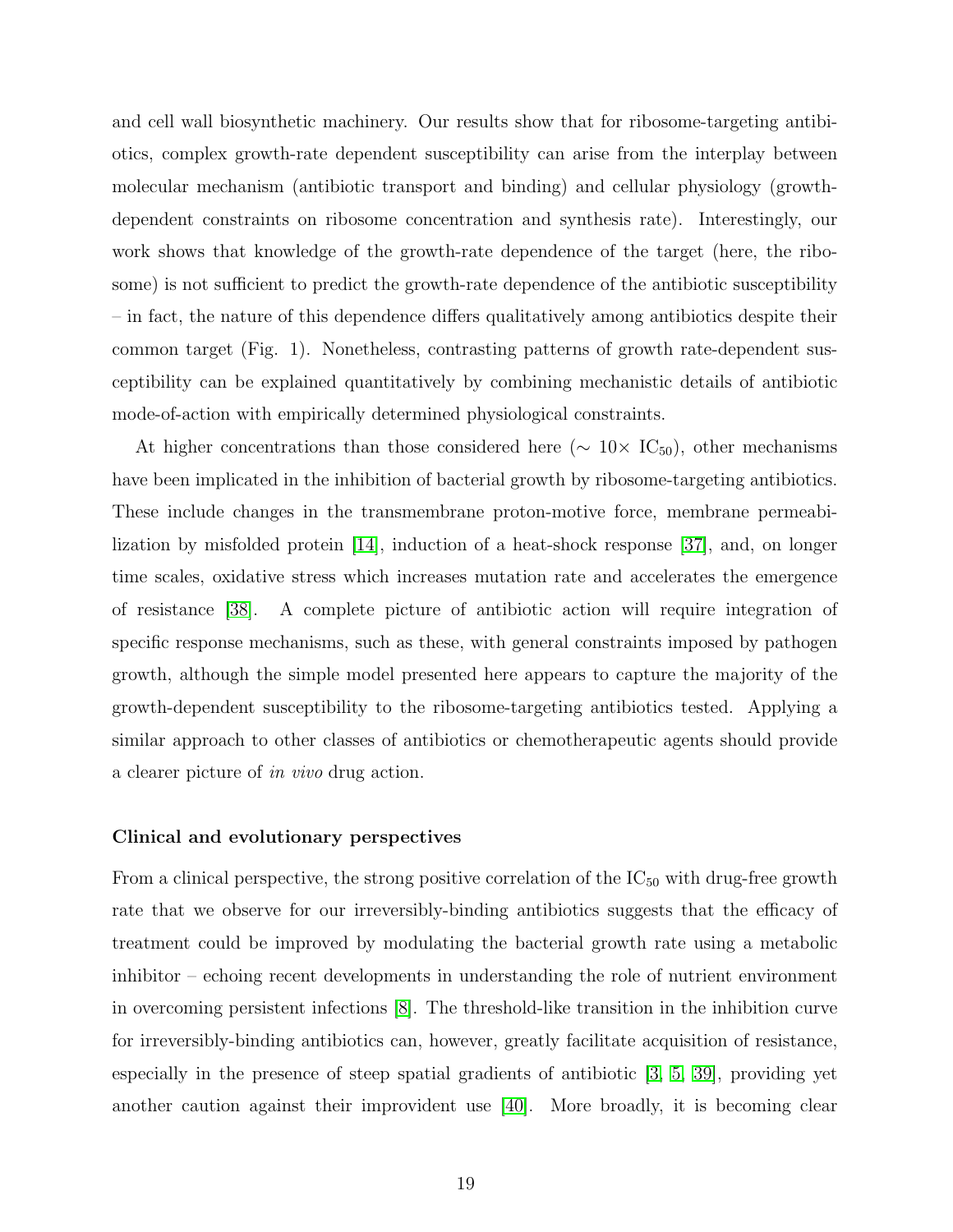and cell wall biosynthetic machinery. Our results show that for ribosome-targeting antibiotics, complex growth-rate dependent susceptibility can arise from the interplay between molecular mechanism (antibiotic transport and binding) and cellular physiology (growth-dependent constraints on ribosome concentration and synthesis rate). Interestingly, our work shows that knowledge of the growth-rate dependence of the target (here, the ribosome) is not sufficient to predict the growth-rate dependence of the antibiotic susceptibility – in fact, the nature of this dependence differs qualitatively among antibiotics despite their common target (Fig. 1). Nonetheless, contrasting patterns of growth rate-dependent susceptibility can be explained quantitatively by combining mechanistic details of antibiotic mode-of-action with empirically determined physiological constraints.

At higher concentrations than those considered here ($\sim 10\times$ $IC_{50}$), other mechanisms have been implicated in the inhibition of bacterial growth by ribosome-targeting antibiotics. These include changes in the transmembrane proton-motive force, membrane permeabilization by misfolded protein [14], induction of a heat-shock response [37], and, on longer time scales, oxidative stress which increases mutation rate and accelerates the emergence of resistance [38]. A complete picture of antibiotic action will require integration of specific response mechanisms, such as these, with general constraints imposed by pathogen growth, although the simple model presented here appears to capture the majority of the growth-dependent susceptibility to the ribosome-targeting antibiotics tested. Applying a similar approach to other classes of antibiotics or chemotherapeutic agents should provide a clearer picture of *in vivo* drug action.

**Clinical and evolutionary perspectives**

From a clinical perspective, the strong positive correlation of the $IC_{50}$ with drug-free growth rate that we observe for our irreversibly-binding antibiotics suggests that the efficacy of treatment could be improved by modulating the bacterial growth rate using a metabolic inhibitor – echoing recent developments in understanding the role of nutrient environment in overcoming persistent infections [8]. The threshold-like transition in the inhibition curve for irreversibly-binding antibiotics can, however, greatly facilitate acquisition of resistance, especially in the presence of steep spatial gradients of antibiotic [3, 5, 39], providing yet another caution against their improvident use [40]. More broadly, it is becoming clear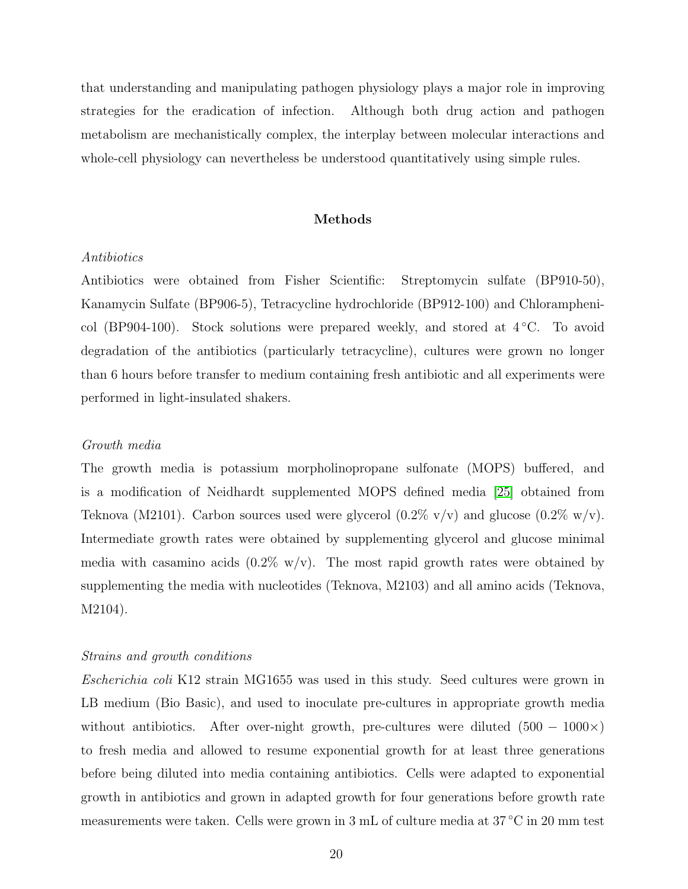that understanding and manipulating pathogen physiology plays a major role in improving strategies for the eradication of infection. Although both drug action and pathogen metabolism are mechanistically complex, the interplay between molecular interactions and whole-cell physiology can nevertheless be understood quantitatively using simple rules.

## Methods

*Antibiotics*

Antibiotics were obtained from Fisher Scientific: Streptomycin sulfate (BP910-50), Kanamycin Sulfate (BP906-5), Tetracycline hydrochloride (BP912-100) and Chloramphenicol (BP904-100). Stock solutions were prepared weekly, and stored at 4 °C. To avoid degradation of the antibiotics (particularly tetracycline), cultures were grown no longer than 6 hours before transfer to medium containing fresh antibiotic and all experiments were performed in light-insulated shakers.

*Growth media*

The growth media is potassium morpholinopropane sulfonate (MOPS) buffered, and is a modification of Neidhardt supplemented MOPS defined media [25] obtained from Teknova (M2101). Carbon sources used were glycerol (0.2% v/v) and glucose (0.2% w/v). Intermediate growth rates were obtained by supplementing glycerol and glucose minimal media with casamino acids (0.2% w/v). The most rapid growth rates were obtained by supplementing the media with nucleotides (Teknova, M2103) and all amino acids (Teknova, M2104).

*Strains and growth conditions*

*Escherichia coli* K12 strain MG1655 was used in this study. Seed cultures were grown in LB medium (Bio Basic), and used to inoculate pre-cultures in appropriate growth media without antibiotics. After over-night growth, pre-cultures were diluted ($500 - 1000\times$) to fresh media and allowed to resume exponential growth for at least three generations before being diluted into media containing antibiotics. Cells were adapted to exponential growth in antibiotics and grown in adapted growth for four generations before growth rate measurements were taken. Cells were grown in 3 mL of culture media at 37 °C in 20 mm test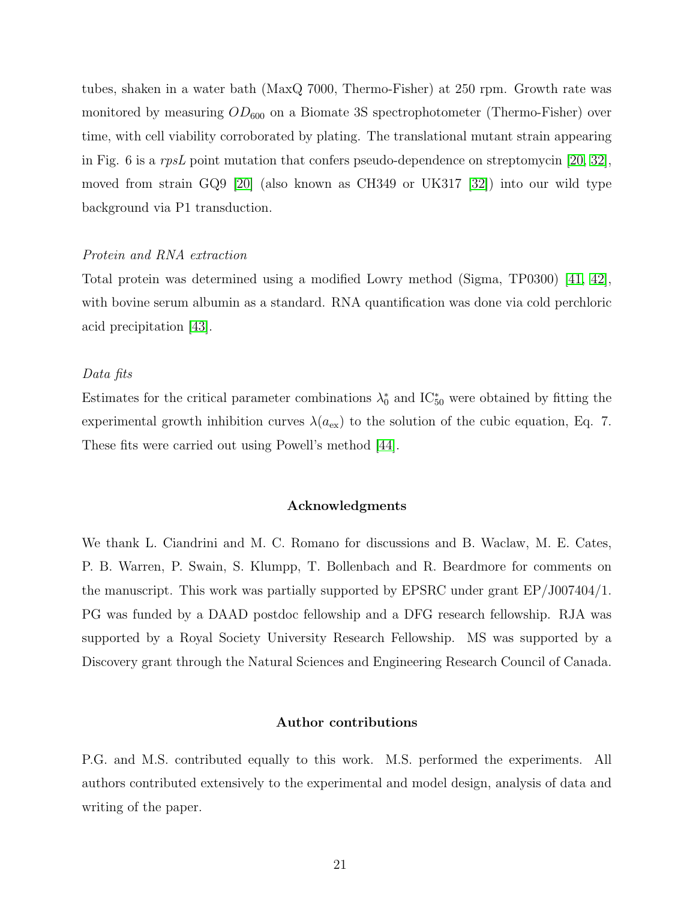tubes, shaken in a water bath (MaxQ 7000, Thermo-Fisher) at 250 rpm. Growth rate was monitored by measuring $OD_{600}$ on a Biomate 3S spectrophotometer (Thermo-Fisher) over time, with cell viability corroborated by plating. The translational mutant strain appearing in Fig. 6 is a *rpsL* point mutation that confers pseudo-dependence on streptomycin [20, 32], moved from strain GQ9 [20] (also known as CH349 or UK317 [32]) into our wild type background via P1 transduction.

*Protein and RNA extraction*

Total protein was determined using a modified Lowry method (Sigma, TP0300) [41, 42], with bovine serum albumin as a standard. RNA quantification was done via cold perchloric acid precipitation [43].

*Data fits*

Estimates for the critical parameter combinations $\lambda_0^*$ and $\mathrm{IC}_{50}^*$ were obtained by fitting the experimental growth inhibition curves $\lambda(a_{\mathrm{ex}})$ to the solution of the cubic equation, Eq. 7. These fits were carried out using Powell's method [44].

## Acknowledgments

We thank L. Ciandrini and M. C. Romano for discussions and B. Waclaw, M. E. Cates, P. B. Warren, P. Swain, S. Klumpp, T. Bollenbach and R. Beardmore for comments on the manuscript. This work was partially supported by EPSRC under grant EP/J007404/1. PG was funded by a DAAD postdoc fellowship and a DFG research fellowship. RJA was supported by a Royal Society University Research Fellowship. MS was supported by a Discovery grant through the Natural Sciences and Engineering Research Council of Canada.

## Author contributions

P.G. and M.S. contributed equally to this work. M.S. performed the experiments. All authors contributed extensively to the experimental and model design, analysis of data and writing of the paper.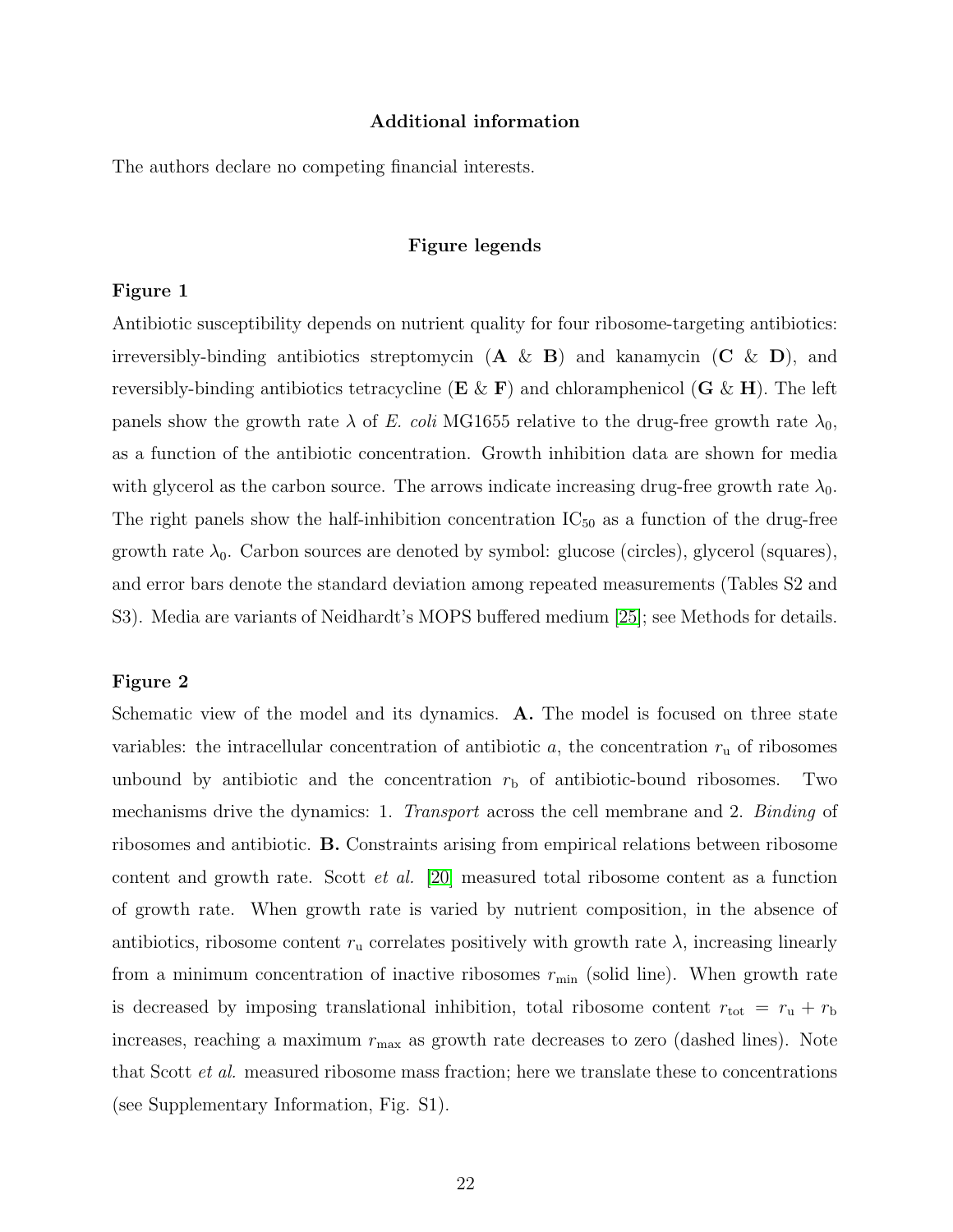## Additional information

The authors declare no competing financial interests.

## Figure legends

### Figure 1

Antibiotic susceptibility depends on nutrient quality for four ribosome-targeting antibiotics: irreversibly-binding antibiotics streptomycin (**A** & **B**) and kanamycin (**C** & **D**), and reversibly-binding antibiotics tetracycline (**E** & **F**) and chloramphenicol (**G** & **H**). The left panels show the growth rate $\lambda$ of *E. coli* MG1655 relative to the drug-free growth rate $\lambda_0$, as a function of the antibiotic concentration. Growth inhibition data are shown for media with glycerol as the carbon source. The arrows indicate increasing drug-free growth rate $\lambda_0$. The right panels show the half-inhibition concentration $IC_{50}$ as a function of the drug-free growth rate $\lambda_0$. Carbon sources are denoted by symbol: glucose (circles), glycerol (squares), and error bars denote the standard deviation among repeated measurements (Tables S2 and S3). Media are variants of Neidhardt's MOPS buffered medium [25]; see Methods for details.

### Figure 2

Schematic view of the model and its dynamics. **A.** The model is focused on three state variables: the intracellular concentration of antibiotic $a$, the concentration $r_{\mathrm{u}}$ of ribosomes unbound by antibiotic and the concentration $r_{\mathrm{b}}$ of antibiotic-bound ribosomes. Two mechanisms drive the dynamics: 1. *Transport* across the cell membrane and 2. *Binding* of ribosomes and antibiotic. **B.** Constraints arising from empirical relations between ribosome content and growth rate. Scott *et al.* [20] measured total ribosome content as a function of growth rate. When growth rate is varied by nutrient composition, in the absence of antibiotics, ribosome content $r_{\mathrm{u}}$ correlates positively with growth rate $\lambda$, increasing linearly from a minimum concentration of inactive ribosomes $r_{\mathrm{min}}$ (solid line). When growth rate is decreased by imposing translational inhibition, total ribosome content $r_{\mathrm{tot}} = r_{\mathrm{u}} + r_{\mathrm{b}}$ increases, reaching a maximum $r_{\mathrm{max}}$ as growth rate decreases to zero (dashed lines). Note that Scott *et al.* measured ribosome mass fraction; here we translate these to concentrations (see Supplementary Information, Fig. S1).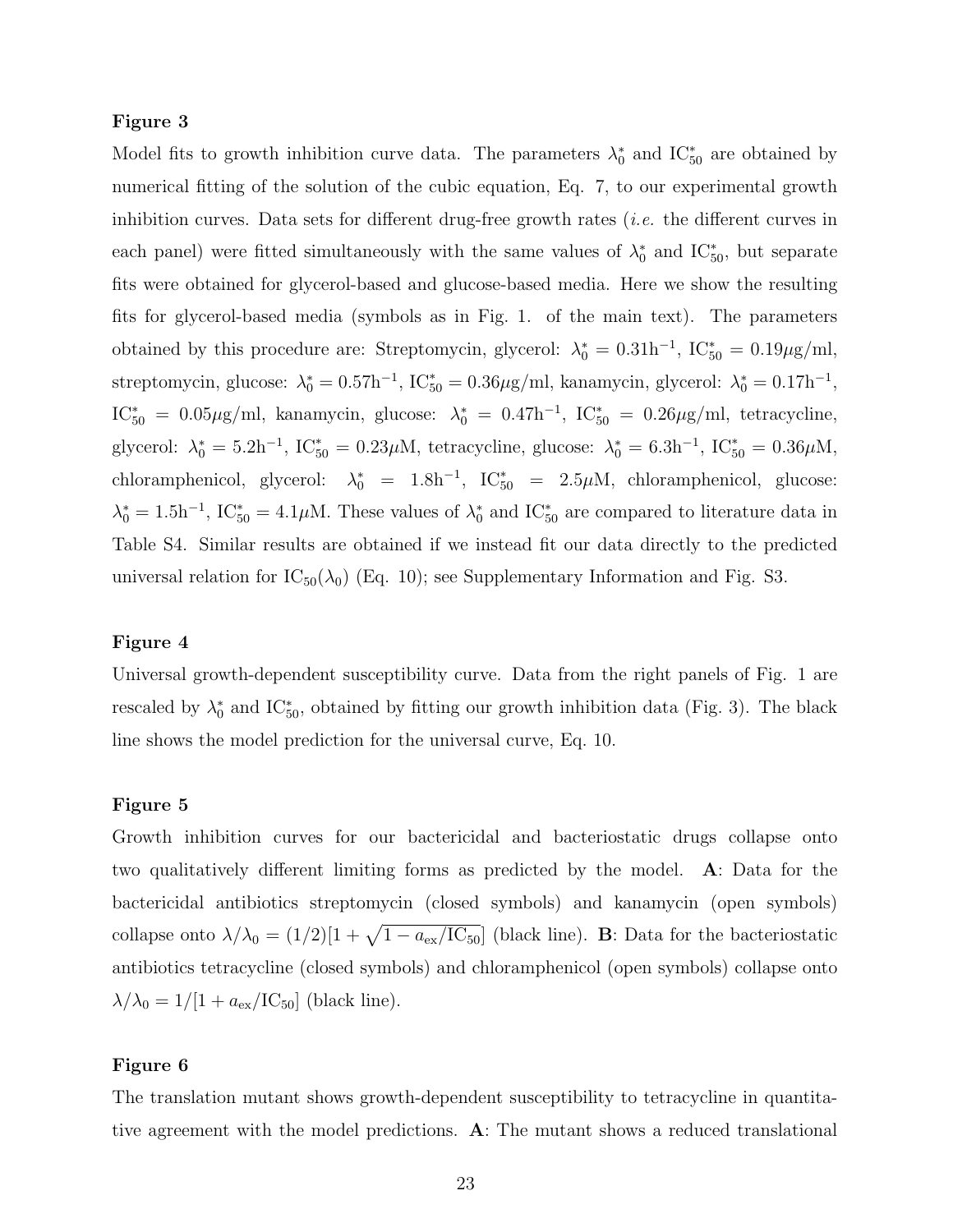**Figure 3**

Model fits to growth inhibition curve data. The parameters $\lambda_0^*$ and $\mathrm{IC}_{50}^*$ are obtained by numerical fitting of the solution of the cubic equation, Eq. 7, to our experimental growth inhibition curves. Data sets for different drug-free growth rates (*i.e.* the different curves in each panel) were fitted simultaneously with the same values of $\lambda_0^*$ and $\mathrm{IC}_{50}^*$, but separate fits were obtained for glycerol-based and glucose-based media. Here we show the resulting fits for glycerol-based media (symbols as in Fig. 1. of the main text). The parameters obtained by this procedure are: Streptomycin, glycerol: $\lambda_0^* = 0.31\mathrm{h}^{-1}$, $\mathrm{IC}_{50}^* = 0.19\mu$g/ml, streptomycin, glucose: $\lambda_0^* = 0.57\mathrm{h}^{-1}$, $\mathrm{IC}_{50}^* = 0.36\mu$g/ml, kanamycin, glycerol: $\lambda_0^* = 0.17\mathrm{h}^{-1}$, $\mathrm{IC}_{50}^* = 0.05\mu$g/ml, kanamycin, glucose: $\lambda_0^* = 0.47\mathrm{h}^{-1}$, $\mathrm{IC}_{50}^* = 0.26\mu$g/ml, tetracycline, glycerol: $\lambda_0^* = 5.2\mathrm{h}^{-1}$, $\mathrm{IC}_{50}^* = 0.23\mu$M, tetracycline, glucose: $\lambda_0^* = 6.3\mathrm{h}^{-1}$, $\mathrm{IC}_{50}^* = 0.36\mu$M, chloramphenicol, glycerol: $\lambda_0^* = 1.8\mathrm{h}^{-1}$, $\mathrm{IC}_{50}^* = 2.5\mu$M, chloramphenicol, glucose: $\lambda_0^* = 1.5\mathrm{h}^{-1}$, $\mathrm{IC}_{50}^* = 4.1\mu$M. These values of $\lambda_0^*$ and $\mathrm{IC}_{50}^*$ are compared to literature data in Table S4. Similar results are obtained if we instead fit our data directly to the predicted universal relation for $\mathrm{IC}_{50}(\lambda_0)$ (Eq. 10); see Supplementary Information and Fig. S3.

**Figure 4**

Universal growth-dependent susceptibility curve. Data from the right panels of Fig. 1 are rescaled by $\lambda_0^*$ and $\mathrm{IC}_{50}^*$, obtained by fitting our growth inhibition data (Fig. 3). The black line shows the model prediction for the universal curve, Eq. 10.

**Figure 5**

Growth inhibition curves for our bactericidal and bacteriostatic drugs collapse onto two qualitatively different limiting forms as predicted by the model. **A**: Data for the bactericidal antibiotics streptomycin (closed symbols) and kanamycin (open symbols) collapse onto $\lambda/\lambda_0 = (1/2)[1 + \sqrt{1 - a_{\mathrm{ex}}/\mathrm{IC}_{50}}]$ (black line). **B**: Data for the bacteriostatic antibiotics tetracycline (closed symbols) and chloramphenicol (open symbols) collapse onto $\lambda/\lambda_0 = 1/[1 + a_{\mathrm{ex}}/\mathrm{IC}_{50}]$ (black line).

**Figure 6**

The translation mutant shows growth-dependent susceptibility to tetracycline in quantitative agreement with the model predictions. **A**: The mutant shows a reduced translational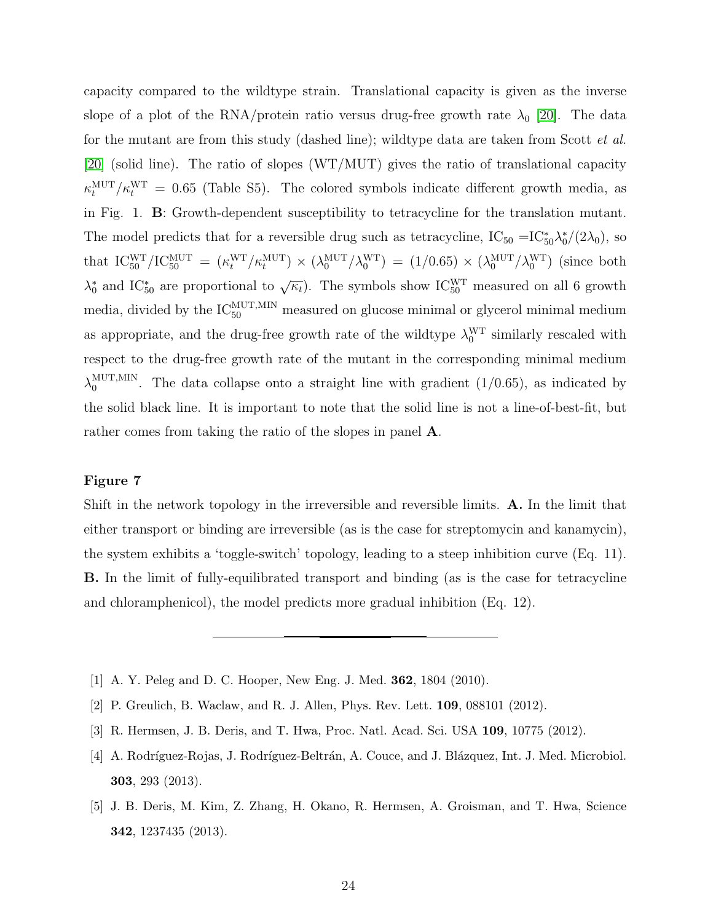capacity compared to the wildtype strain. Translational capacity is given as the inverse slope of a plot of the RNA/protein ratio versus drug-free growth rate $\lambda_0$ [20]. The data for the mutant are from this study (dashed line); wildtype data are taken from Scott *et al.* [20] (solid line). The ratio of slopes (WT/MUT) gives the ratio of translational capacity $\kappa_t^{\mathrm{MUT}}/\kappa_t^{\mathrm{WT}} = 0.65$ (Table S5). The colored symbols indicate different growth media, as in Fig. 1. **B**: Growth-dependent susceptibility to tetracycline for the translation mutant. The model predicts that for a reversible drug such as tetracycline, $\mathrm{IC}_{50} = \mathrm{IC}_{50}^{*}\lambda_0^{*}/(2\lambda_0)$, so that $\mathrm{IC}_{50}^{\mathrm{WT}}/\mathrm{IC}_{50}^{\mathrm{MUT}} = (\kappa_t^{\mathrm{WT}}/\kappa_t^{\mathrm{MUT}}) \times (\lambda_0^{\mathrm{MUT}}/\lambda_0^{\mathrm{WT}}) = (1/0.65) \times (\lambda_0^{\mathrm{MUT}}/\lambda_0^{\mathrm{WT}})$ (since both $\lambda_0^{*}$ and $\mathrm{IC}_{50}^{*}$ are proportional to $\sqrt{\kappa_t}$). The symbols show $\mathrm{IC}_{50}^{\mathrm{WT}}$ measured on all 6 growth media, divided by the $\mathrm{IC}_{50}^{\mathrm{MUT,MIN}}$ measured on glucose minimal or glycerol minimal medium as appropriate, and the drug-free growth rate of the wildtype $\lambda_0^{\mathrm{WT}}$ similarly rescaled with respect to the drug-free growth rate of the mutant in the corresponding minimal medium $\lambda_0^{\mathrm{MUT,MIN}}$. The data collapse onto a straight line with gradient (1/0.65), as indicated by the solid black line. It is important to note that the solid line is not a line-of-best-fit, but rather comes from taking the ratio of the slopes in panel **A**.

#### Figure 7

Shift in the network topology in the irreversible and reversible limits. **A.** In the limit that either transport or binding are irreversible (as is the case for streptomycin and kanamycin), the system exhibits a 'toggle-switch' topology, leading to a steep inhibition curve (Eq. 11). **B.** In the limit of fully-equilibrated transport and binding (as is the case for tetracycline and chloramphenicol), the model predicts more gradual inhibition (Eq. 12).

---

[1] A. Y. Peleg and D. C. Hooper, New Eng. J. Med. **362**, 1804 (2010).

[2] P. Greulich, B. Waclaw, and R. J. Allen, Phys. Rev. Lett. **109**, 088101 (2012).

[3] R. Hermsen, J. B. Deris, and T. Hwa, Proc. Natl. Acad. Sci. USA **109**, 10775 (2012).

[4] A. Rodríguez-Rojas, J. Rodríguez-Beltrán, A. Couce, and J. Blázquez, Int. J. Med. Microbiol. **303**, 293 (2013).

[5] J. B. Deris, M. Kim, Z. Zhang, H. Okano, R. Hermsen, A. Groisman, and T. Hwa, Science **342**, 1237435 (2013).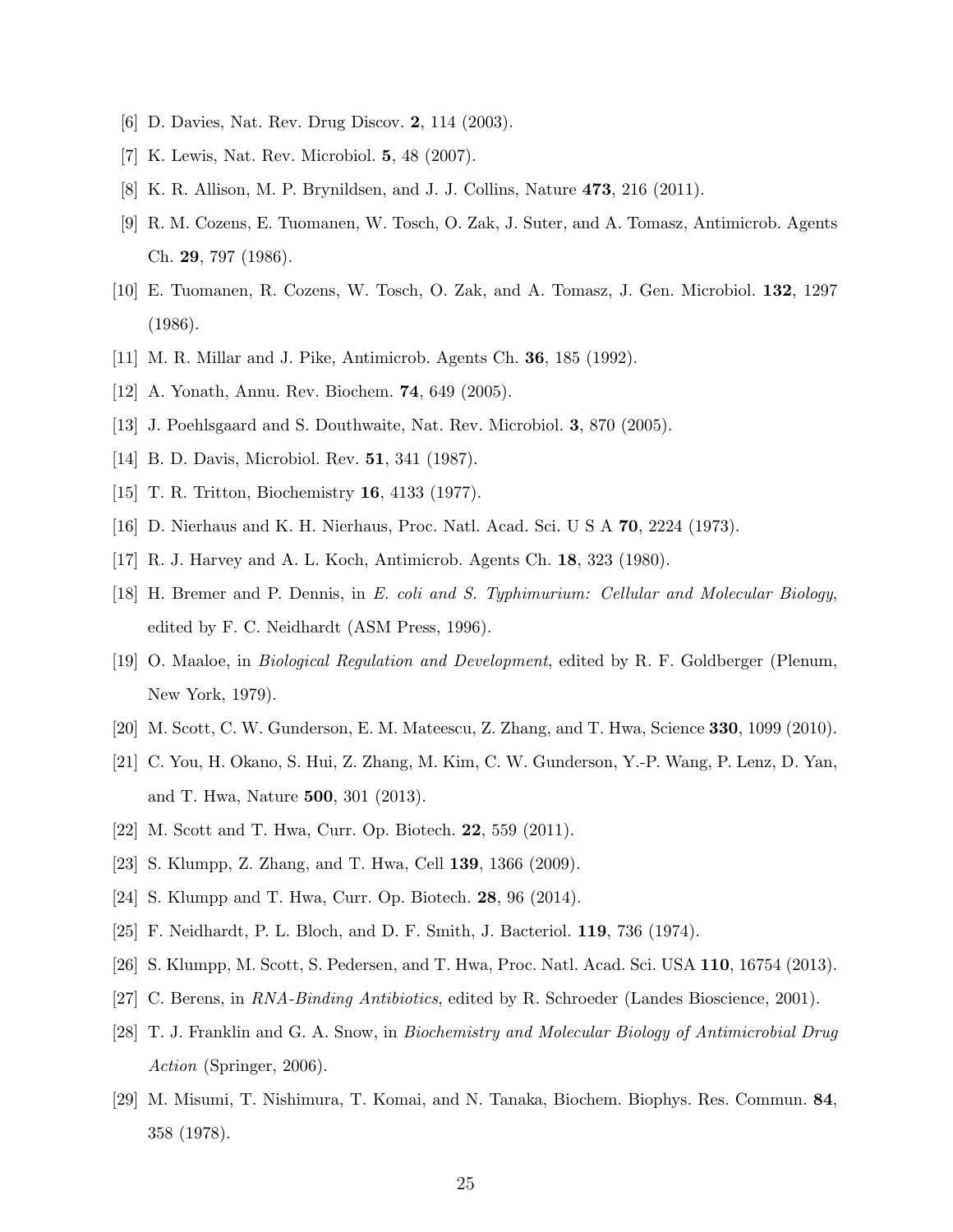[6] D. Davies, Nat. Rev. Drug Discov. **2**, 114 (2003).

[7] K. Lewis, Nat. Rev. Microbiol. **5**, 48 (2007).

[8] K. R. Allison, M. P. Brynildsen, and J. J. Collins, Nature **473**, 216 (2011).

[9] R. M. Cozens, E. Tuomanen, W. Tosch, O. Zak, J. Suter, and A. Tomasz, Antimicrob. Agents Ch. **29**, 797 (1986).

[10] E. Tuomanen, R. Cozens, W. Tosch, O. Zak, and A. Tomasz, J. Gen. Microbiol. **132**, 1297 (1986).

[11] M. R. Millar and J. Pike, Antimicrob. Agents Ch. **36**, 185 (1992).

[12] A. Yonath, Annu. Rev. Biochem. **74**, 649 (2005).

[13] J. Poehlsgaard and S. Douthwaite, Nat. Rev. Microbiol. **3**, 870 (2005).

[14] B. D. Davis, Microbiol. Rev. **51**, 341 (1987).

[15] T. R. Tritton, Biochemistry **16**, 4133 (1977).

[16] D. Nierhaus and K. H. Nierhaus, Proc. Natl. Acad. Sci. U S A **70**, 2224 (1973).

[17] R. J. Harvey and A. L. Koch, Antimicrob. Agents Ch. **18**, 323 (1980).

[18] H. Bremer and P. Dennis, in *E. coli and S. Typhimurium: Cellular and Molecular Biology*, edited by F. C. Neidhardt (ASM Press, 1996).

[19] O. Maaloe, in *Biological Regulation and Development*, edited by R. F. Goldberger (Plenum, New York, 1979).

[20] M. Scott, C. W. Gunderson, E. M. Mateescu, Z. Zhang, and T. Hwa, Science **330**, 1099 (2010).

[21] C. You, H. Okano, S. Hui, Z. Zhang, M. Kim, C. W. Gunderson, Y.-P. Wang, P. Lenz, D. Yan, and T. Hwa, Nature **500**, 301 (2013).

[22] M. Scott and T. Hwa, Curr. Op. Biotech. **22**, 559 (2011).

[23] S. Klumpp, Z. Zhang, and T. Hwa, Cell **139**, 1366 (2009).

[24] S. Klumpp and T. Hwa, Curr. Op. Biotech. **28**, 96 (2014).

[25] F. Neidhardt, P. L. Bloch, and D. F. Smith, J. Bacteriol. **119**, 736 (1974).

[26] S. Klumpp, M. Scott, S. Pedersen, and T. Hwa, Proc. Natl. Acad. Sci. USA **110**, 16754 (2013).

[27] C. Berens, in *RNA-Binding Antibiotics*, edited by R. Schroeder (Landes Bioscience, 2001).

[28] T. J. Franklin and G. A. Snow, in *Biochemistry and Molecular Biology of Antimicrobial Drug Action* (Springer, 2006).

[29] M. Misumi, T. Nishimura, T. Komai, and N. Tanaka, Biochem. Biophys. Res. Commun. **84**, 358 (1978).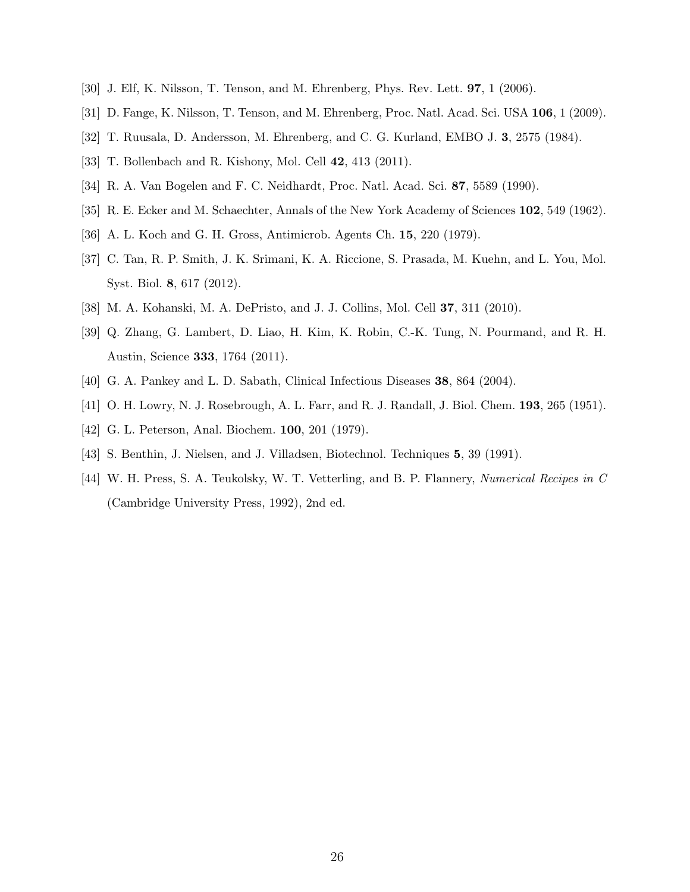[30] J. Elf, K. Nilsson, T. Tenson, and M. Ehrenberg, Phys. Rev. Lett. **97**, 1 (2006).

[31] D. Fange, K. Nilsson, T. Tenson, and M. Ehrenberg, Proc. Natl. Acad. Sci. USA **106**, 1 (2009).

[32] T. Ruusala, D. Andersson, M. Ehrenberg, and C. G. Kurland, EMBO J. **3**, 2575 (1984).

[33] T. Bollenbach and R. Kishony, Mol. Cell **42**, 413 (2011).

[34] R. A. Van Bogelen and F. C. Neidhardt, Proc. Natl. Acad. Sci. **87**, 5589 (1990).

[35] R. E. Ecker and M. Schaechter, Annals of the New York Academy of Sciences **102**, 549 (1962).

[36] A. L. Koch and G. H. Gross, Antimicrob. Agents Ch. **15**, 220 (1979).

[37] C. Tan, R. P. Smith, J. K. Srimani, K. A. Riccione, S. Prasada, M. Kuehn, and L. You, Mol. Syst. Biol. **8**, 617 (2012).

[38] M. A. Kohanski, M. A. DePristo, and J. J. Collins, Mol. Cell **37**, 311 (2010).

[39] Q. Zhang, G. Lambert, D. Liao, H. Kim, K. Robin, C.-K. Tung, N. Pourmand, and R. H. Austin, Science **333**, 1764 (2011).

[40] G. A. Pankey and L. D. Sabath, Clinical Infectious Diseases **38**, 864 (2004).

[41] O. H. Lowry, N. J. Rosebrough, A. L. Farr, and R. J. Randall, J. Biol. Chem. **193**, 265 (1951).

[42] G. L. Peterson, Anal. Biochem. **100**, 201 (1979).

[43] S. Benthin, J. Nielsen, and J. Villadsen, Biotechnol. Techniques **5**, 39 (1991).

[44] W. H. Press, S. A. Teukolsky, W. T. Vetterling, and B. P. Flannery, *Numerical Recipes in C* (Cambridge University Press, 1992), 2nd ed.